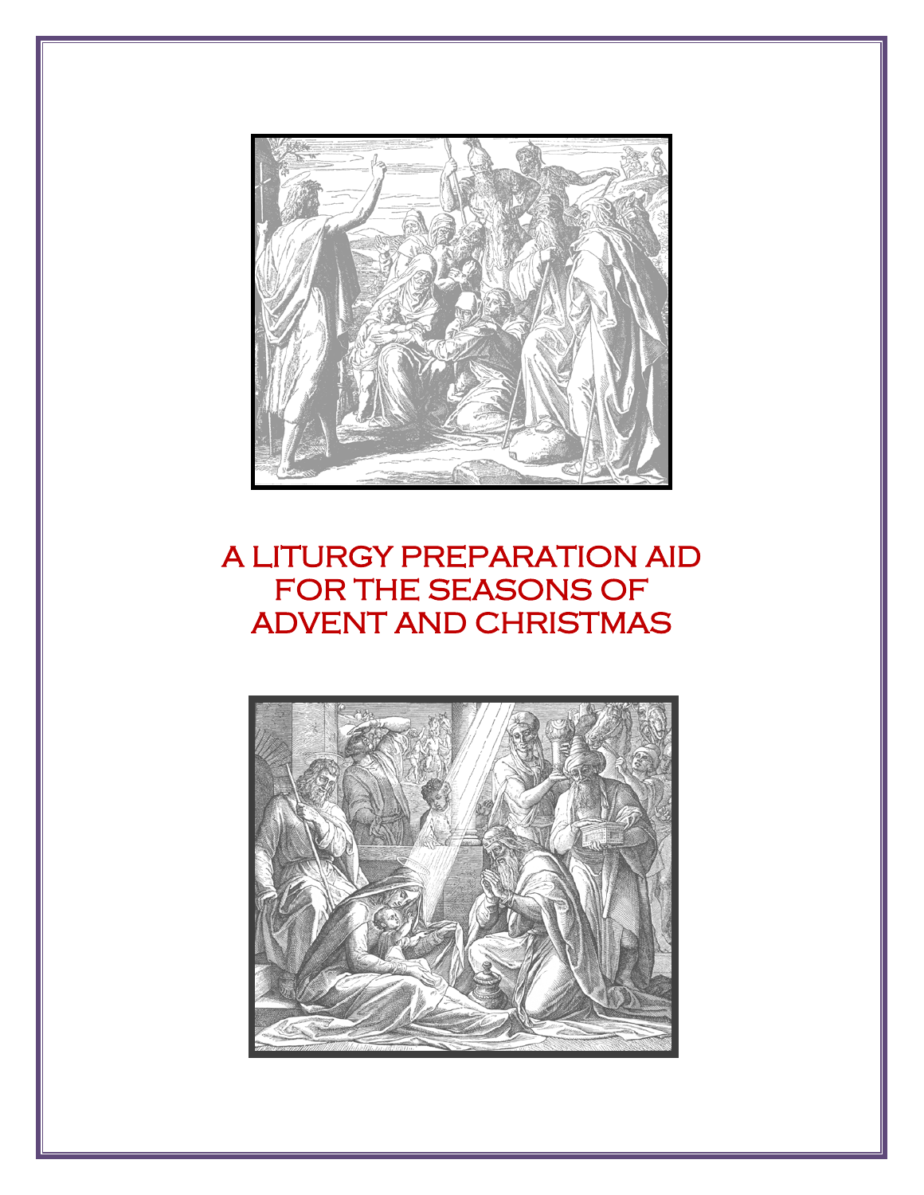# A LITURGY PREPARATION AID FOR THE SEASONS OF ADVENT AND CHRISTMAS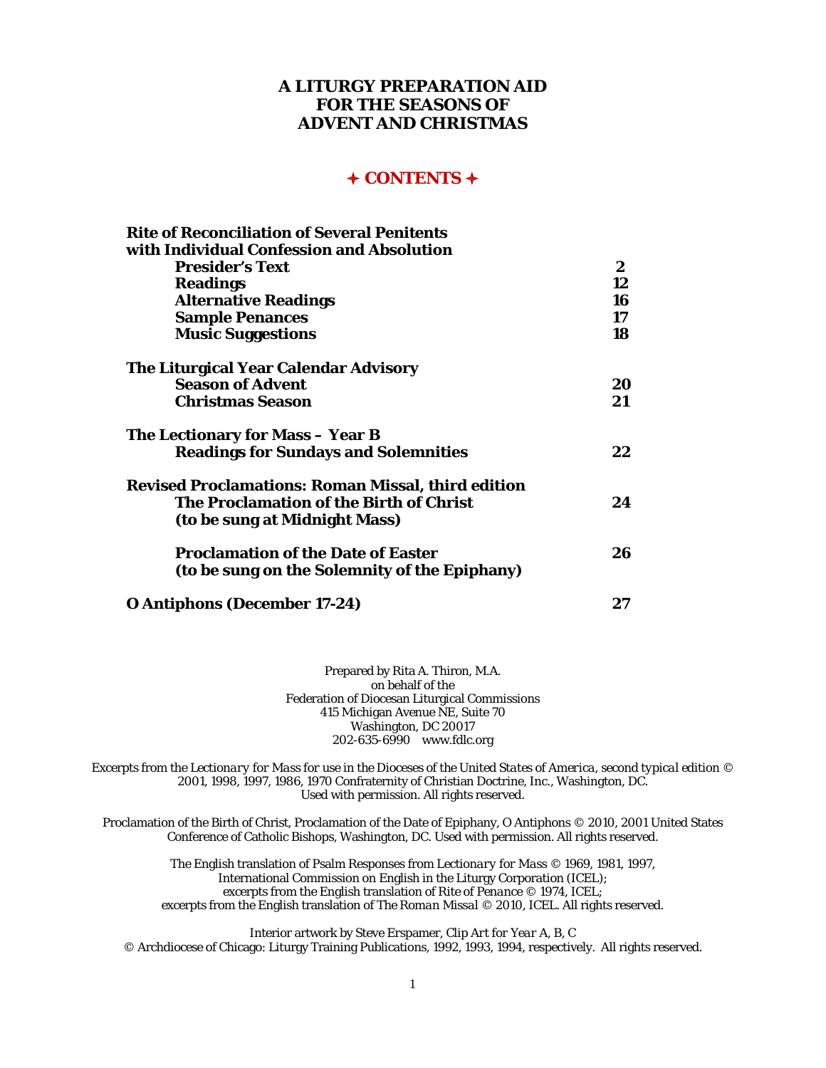# A LITURGY PREPARATION AID FOR THE SEASONS OF ADVENT AND CHRISTMAS

## ✦ CONTENTS ✦

| | |
|---|---|
| **Rite of Reconciliation of Several Penitents with Individual Confession and Absolution** | |
| **Presider's Text** | **2** |
| **Readings** | **12** |
| **Alternative Readings** | **16** |
| **Sample Penances** | **17** |
| **Music Suggestions** | **18** |
| **The Liturgical Year Calendar Advisory** | |
| **Season of Advent** | **20** |
| **Christmas Season** | **21** |
| **The Lectionary for Mass – Year B** | |
| **Readings for Sundays and Solemnities** | **22** |
| **Revised Proclamations: Roman Missal, third edition** | |
| **The Proclamation of the Birth of Christ (to be sung at Midnight Mass)** | **24** |
| **Proclamation of the Date of Easter (to be sung on the Solemnity of the Epiphany)** | **26** |
| **O Antiphons (December 17-24)** | **27** |

Prepared by Rita A. Thiron, M.A.
on behalf of the
Federation of Diocesan Liturgical Commissions
415 Michigan Avenue NE, Suite 70
Washington, DC 20017
202-635-6990 www.fdlc.org

Excerpts from the *Lectionary for Mass for use in the Dioceses of the United States of America, second typical edition* © 2001, 1998, 1997, 1986, 1970 Confraternity of Christian Doctrine, Inc., Washington, DC. Used with permission. All rights reserved.

Proclamation of the Birth of Christ, Proclamation of the Date of Epiphany, O Antiphons © 2010, 2001 United States Conference of Catholic Bishops, Washington, DC. Used with permission. All rights reserved.

The English translation of Psalm Responses from *Lectionary for Mass* © 1969, 1981, 1997, International Commission on English in the Liturgy Corporation (ICEL); excerpts from the English translation of *Rite of Penance* © 1974, ICEL; excerpts from the English translation of *The Roman Missal* © 2010, ICEL. All rights reserved.

Interior artwork by Steve Erspamer, *Clip Art for Year A, B, C* © Archdiocese of Chicago: Liturgy Training Publications, 1992, 1993, 1994, respectively. All rights reserved.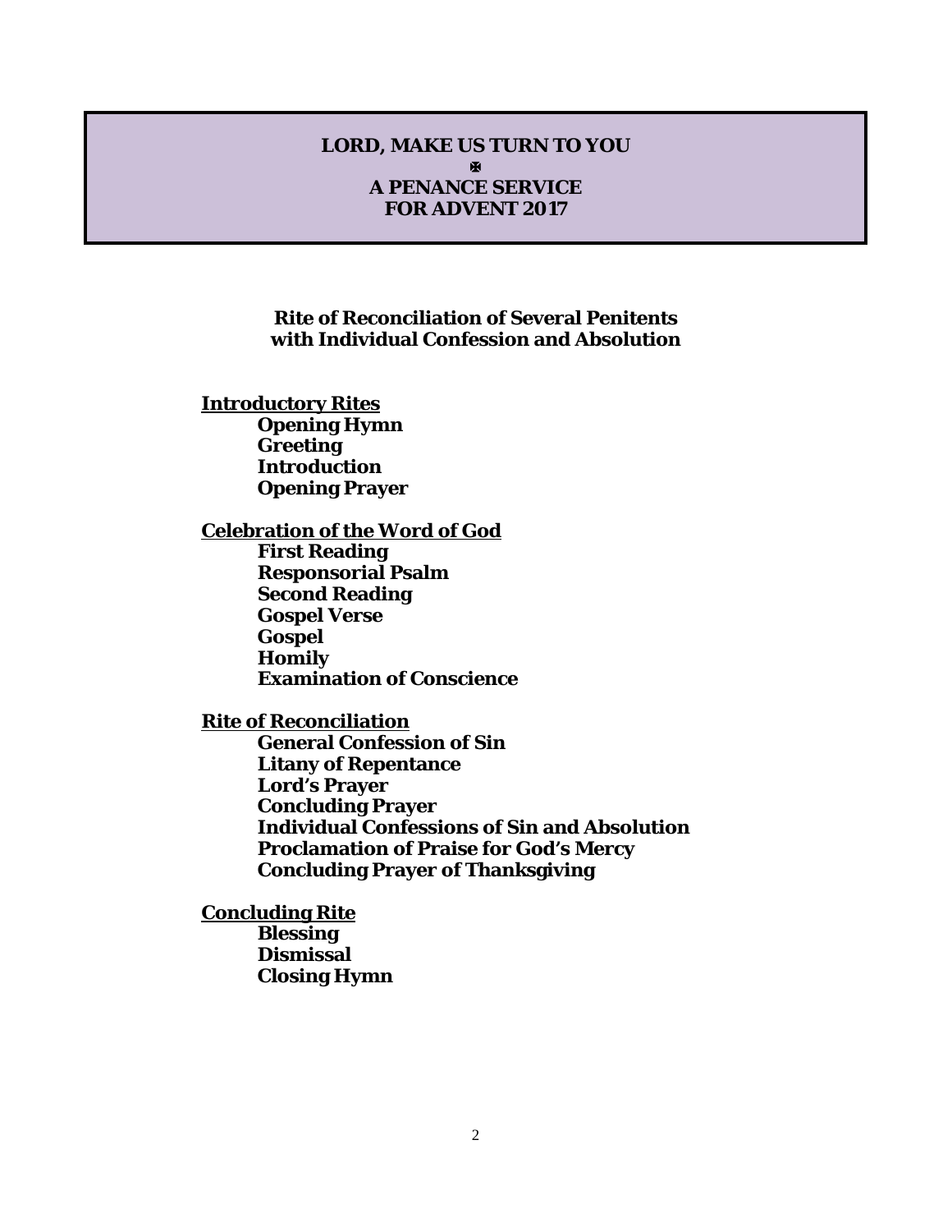# LORD, MAKE US TURN TO YOU

✠

# A PENANCE SERVICE FOR ADVENT 2017

**Rite of Reconciliation of Several Penitents with Individual Confession and Absolution**

**Introductory Rites**

- **Opening Hymn**
- **Greeting**
- **Introduction**
- **Opening Prayer**

**Celebration of the Word of God**

- **First Reading**
- **Responsorial Psalm**
- **Second Reading**
- **Gospel Verse**
- **Gospel**
- **Homily**
- **Examination of Conscience**

**Rite of Reconciliation**

- **General Confession of Sin**
- **Litany of Repentance**
- **Lord's Prayer**
- **Concluding Prayer**
- **Individual Confessions of Sin and Absolution**
- **Proclamation of Praise for God's Mercy**
- **Concluding Prayer of Thanksgiving**

**Concluding Rite**

- **Blessing**
- **Dismissal**
- **Closing Hymn**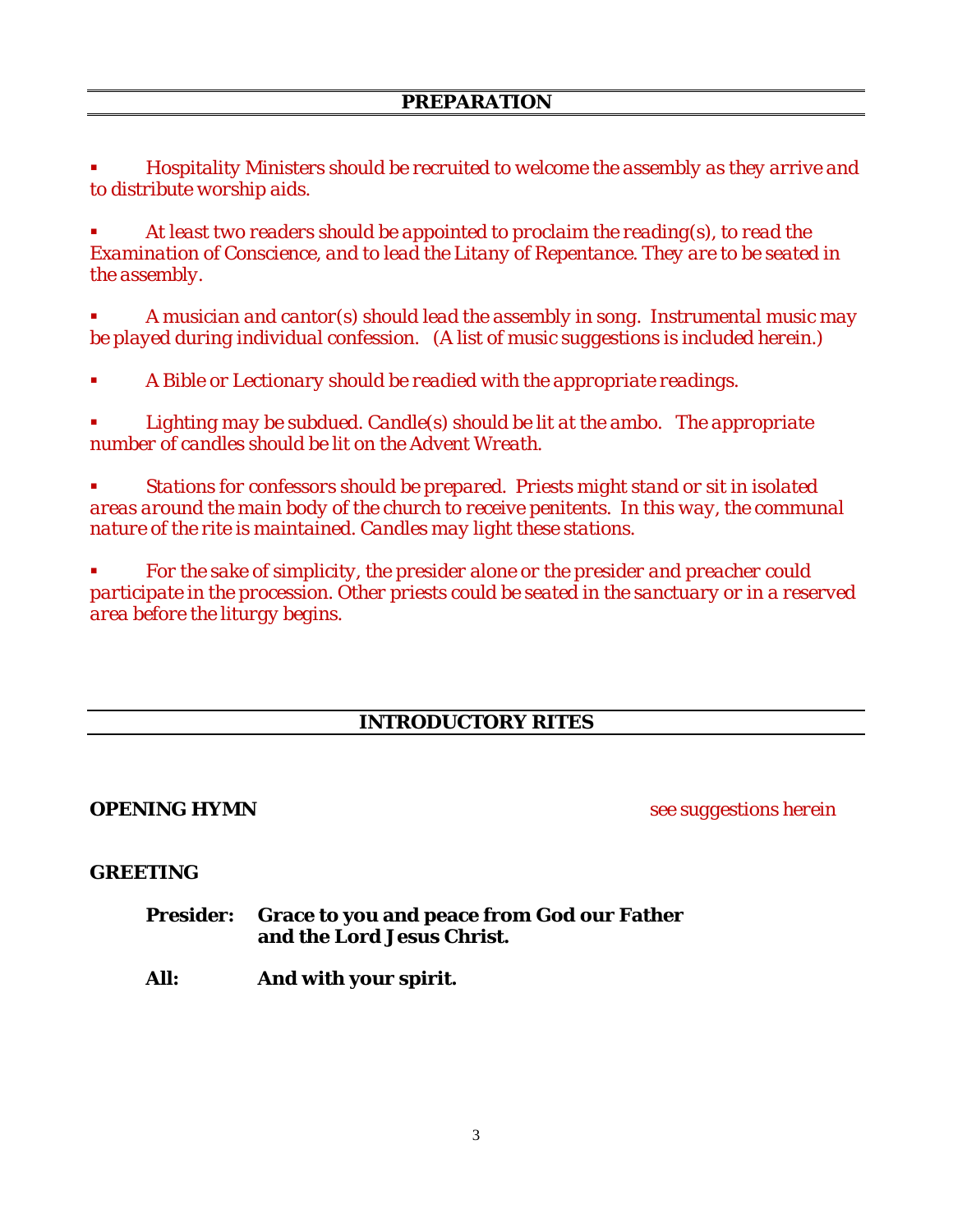## PREPARATION

- *Hospitality Ministers should be recruited to welcome the assembly as they arrive and to distribute worship aids.*

- *At least two readers should be appointed to proclaim the reading(s), to read the Examination of Conscience, and to lead the Litany of Repentance. They are to be seated in the assembly.*

- *A musician and cantor(s) should lead the assembly in song. Instrumental music may be played during individual confession. (A list of music suggestions is included herein.)*

- *A Bible or Lectionary should be readied with the appropriate readings.*

- *Lighting may be subdued. Candle(s) should be lit at the ambo. The appropriate number of candles should be lit on the Advent Wreath.*

- *Stations for confessors should be prepared. Priests might stand or sit in isolated areas around the main body of the church to receive penitents. In this way, the communal nature of the rite is maintained. Candles may light these stations.*

- *For the sake of simplicity, the presider alone or the presider and preacher could participate in the procession. Other priests could be seated in the sanctuary or in a reserved area before the liturgy begins.*

## INTRODUCTORY RITES

**OPENING HYMN** *see suggestions herein*

**GREETING**

**Presider:** **Grace to you and peace from God our Father and the Lord Jesus Christ.**

**All:** **And with your spirit.**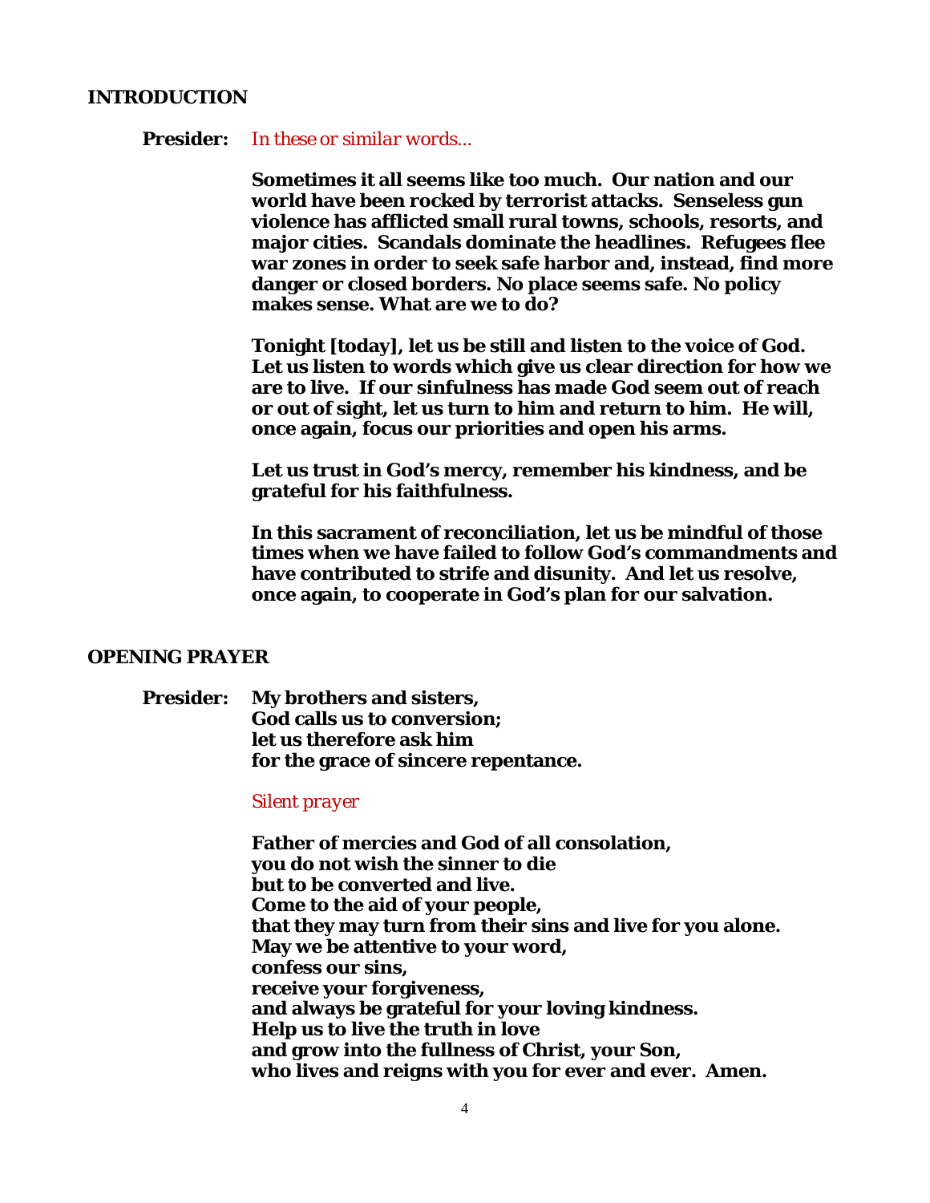## INTRODUCTION

**Presider:** *In these or similar words…*

**Sometimes it all seems like too much. Our nation and our world have been rocked by terrorist attacks. Senseless gun violence has afflicted small rural towns, schools, resorts, and major cities. Scandals dominate the headlines. Refugees flee war zones in order to seek safe harbor and, instead, find more danger or closed borders. No place seems safe. No policy makes sense. What are we to do?**

**Tonight [today], let us be still and listen to the voice of God. Let us listen to words which give us clear direction for how we are to live. If our sinfulness has made God seem out of reach or out of sight, let us turn to him and return to him. He will, once again, focus our priorities and open his arms.**

**Let us trust in God's mercy, remember his kindness, and be grateful for his faithfulness.**

**In this sacrament of reconciliation, let us be mindful of those times when we have failed to follow God's commandments and have contributed to strife and disunity. And let us resolve, once again, to cooperate in God's plan for our salvation.**

## OPENING PRAYER

**Presider:** **My brothers and sisters,**
**God calls us to conversion;**
**let us therefore ask him**
**for the grace of sincere repentance.**

*Silent prayer*

**Father of mercies and God of all consolation,**
**you do not wish the sinner to die**
**but to be converted and live.**
**Come to the aid of your people,**
**that they may turn from their sins and live for you alone.**
**May we be attentive to your word,**
**confess our sins,**
**receive your forgiveness,**
**and always be grateful for your loving kindness.**
**Help us to live the truth in love**
**and grow into the fullness of Christ, your Son,**
**who lives and reigns with you for ever and ever. Amen.**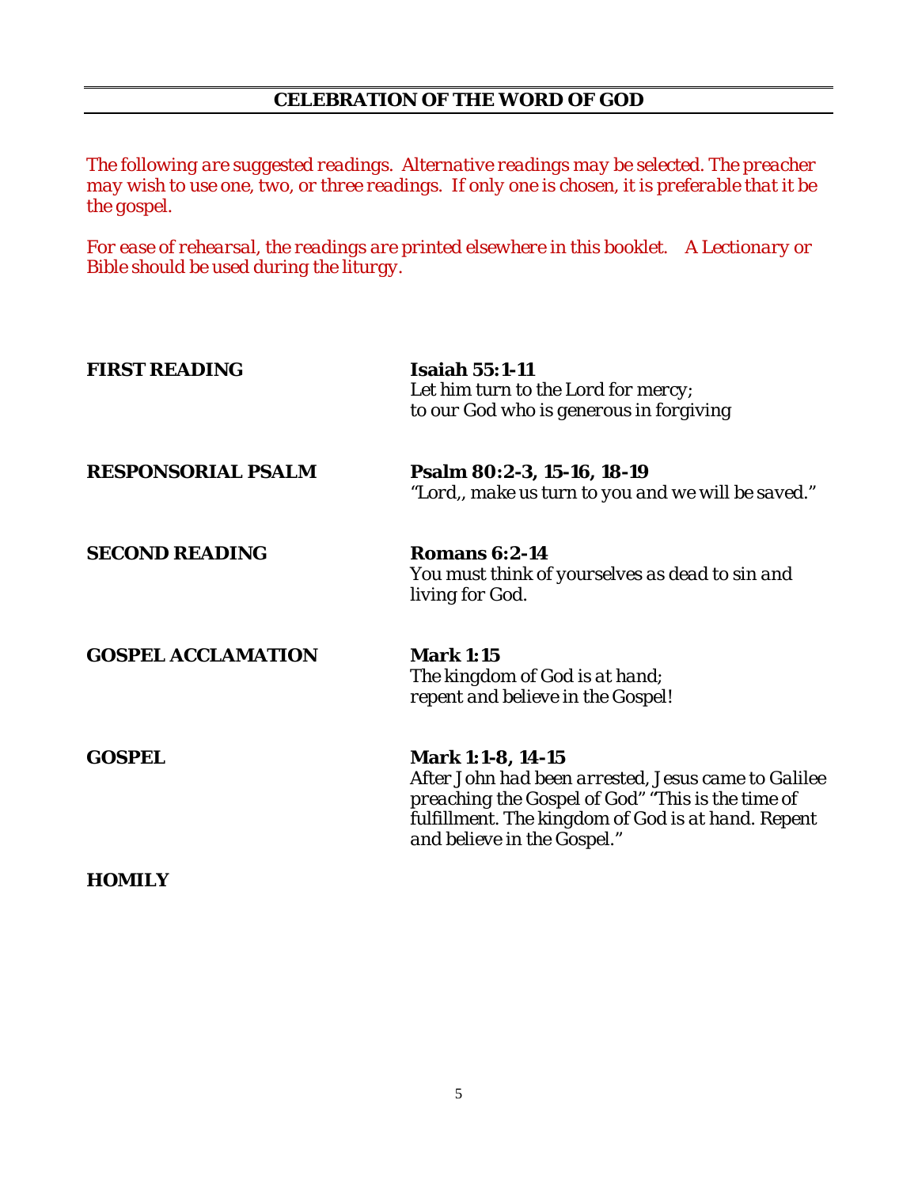## CELEBRATION OF THE WORD OF GOD

*The following are suggested readings. Alternative readings may be selected. The preacher may wish to use one, two, or three readings. If only one is chosen, it is preferable that it be the gospel.*

*For ease of rehearsal, the readings are printed elsewhere in this booklet. A Lectionary or Bible should be used during the liturgy.*

**FIRST READING** — **Isaiah 55:1-11**
*Let him turn to the Lord for mercy;*
*to our God who is generous in forgiving*

**RESPONSORIAL PSALM** — **Psalm 80:2-3, 15-16, 18-19**
*"Lord,, make us turn to you and we will be saved."*

**SECOND READING** — **Romans 6:2-14**
*You must think of yourselves as dead to sin and living for God.*

**GOSPEL ACCLAMATION** — **Mark 1:15**
*The kingdom of God is at hand;*
*repent and believe in the Gospel!*

**GOSPEL** — **Mark 1:1-8, 14-15**
*After John had been arrested, Jesus came to Galilee preaching the Gospel of God" "This is the time of fulfillment. The kingdom of God is at hand. Repent and believe in the Gospel."*

**HOMILY**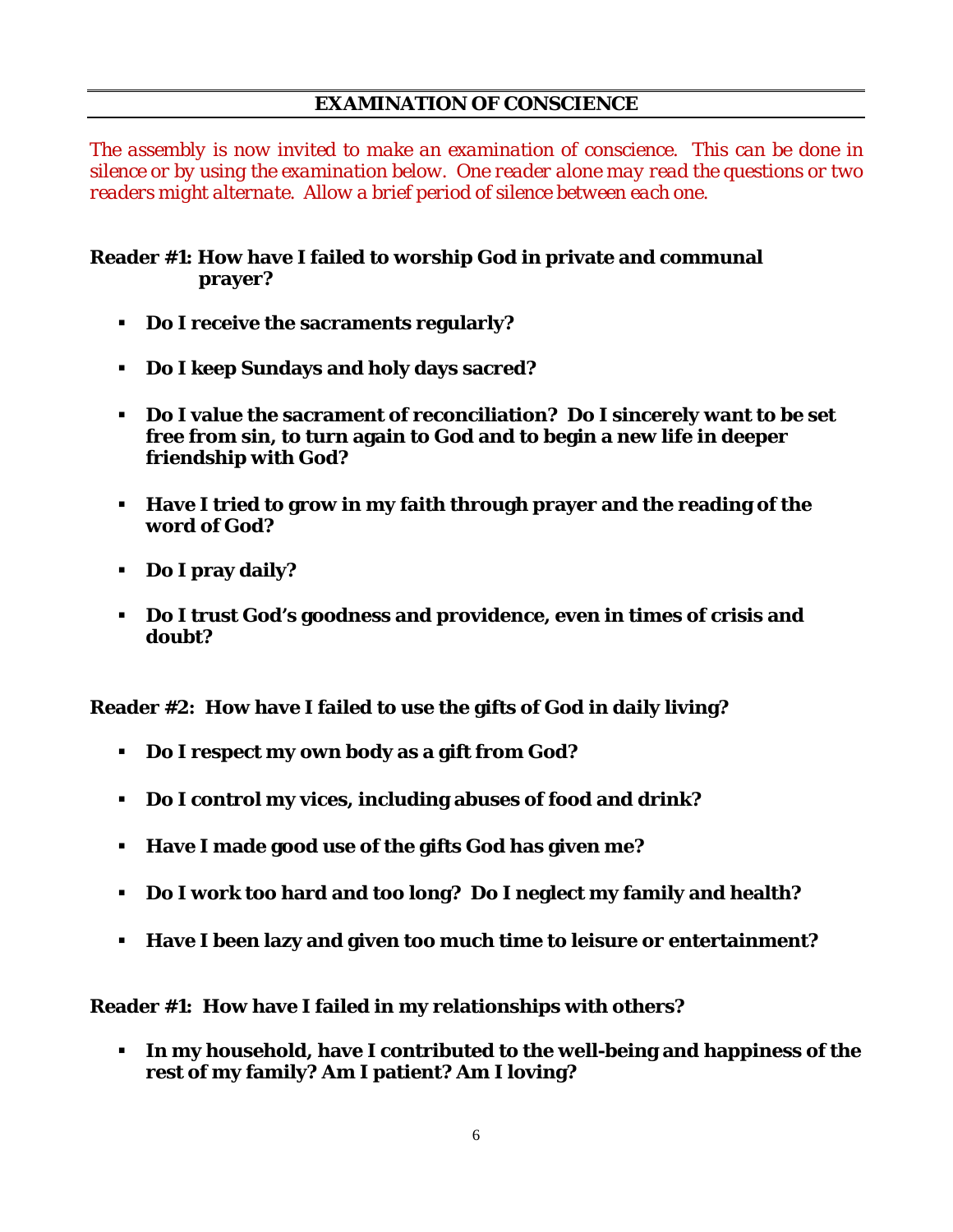## EXAMINATION OF CONSCIENCE

*The assembly is now invited to make an examination of conscience. This can be done in silence or by using the examination below. One reader alone may read the questions or two readers might alternate. Allow a brief period of silence between each one.*

**Reader #1: How have I failed to worship God in private and communal prayer?**

- **Do I receive the sacraments regularly?**
- **Do I keep Sundays and holy days sacred?**
- **Do I value the sacrament of reconciliation? Do I sincerely want to be set free from sin, to turn again to God and to begin a new life in deeper friendship with God?**
- **Have I tried to grow in my faith through prayer and the reading of the word of God?**
- **Do I pray daily?**
- **Do I trust God's goodness and providence, even in times of crisis and doubt?**

**Reader #2: How have I failed to use the gifts of God in daily living?**

- **Do I respect my own body as a gift from God?**
- **Do I control my vices, including abuses of food and drink?**
- **Have I made good use of the gifts God has given me?**
- **Do I work too hard and too long? Do I neglect my family and health?**
- **Have I been lazy and given too much time to leisure or entertainment?**

**Reader #1: How have I failed in my relationships with others?**

- **In my household, have I contributed to the well-being and happiness of the rest of my family? Am I patient? Am I loving?**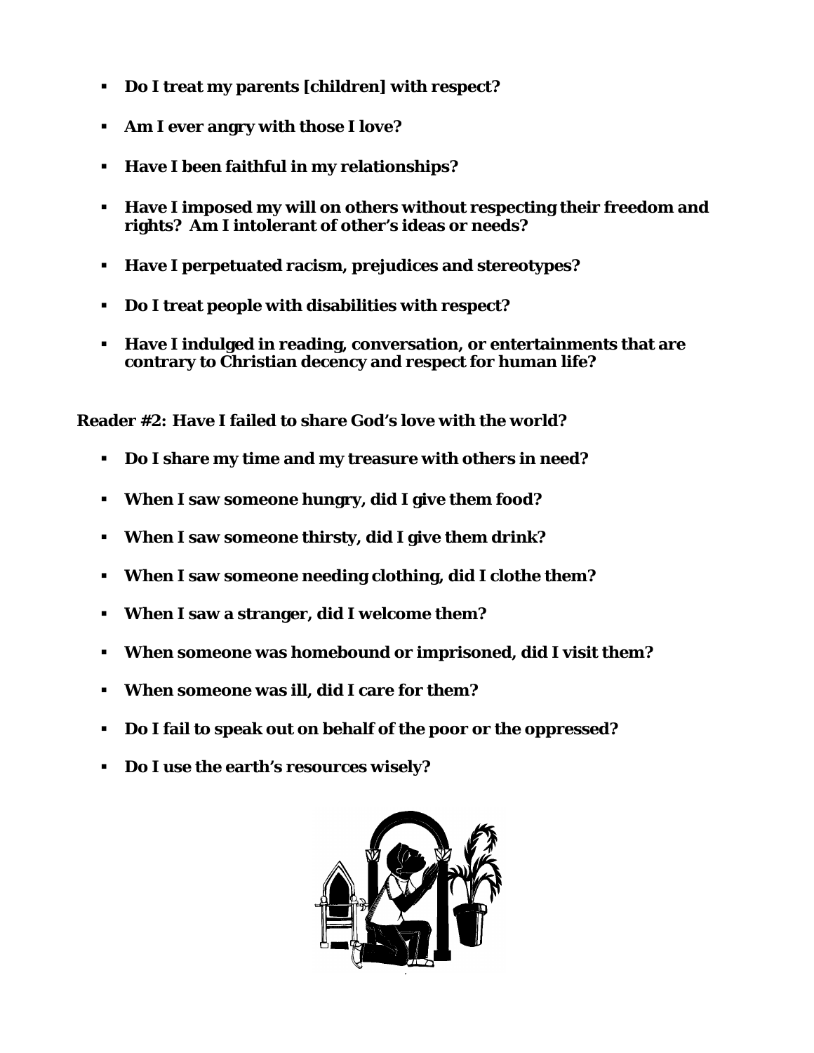- **Do I treat my parents [children] with respect?**
- **Am I ever angry with those I love?**
- **Have I been faithful in my relationships?**
- **Have I imposed my will on others without respecting their freedom and rights? Am I intolerant of other's ideas or needs?**
- **Have I perpetuated racism, prejudices and stereotypes?**
- **Do I treat people with disabilities with respect?**
- **Have I indulged in reading, conversation, or entertainments that are contrary to Christian decency and respect for human life?**

**Reader #2: Have I failed to share God's love with the world?**

- **Do I share my time and my treasure with others in need?**
- **When I saw someone hungry, did I give them food?**
- **When I saw someone thirsty, did I give them drink?**
- **When I saw someone needing clothing, did I clothe them?**
- **When I saw a stranger, did I welcome them?**
- **When someone was homebound or imprisoned, did I visit them?**
- **When someone was ill, did I care for them?**
- **Do I fail to speak out on behalf of the poor or the oppressed?**
- **Do I use the earth's resources wisely?**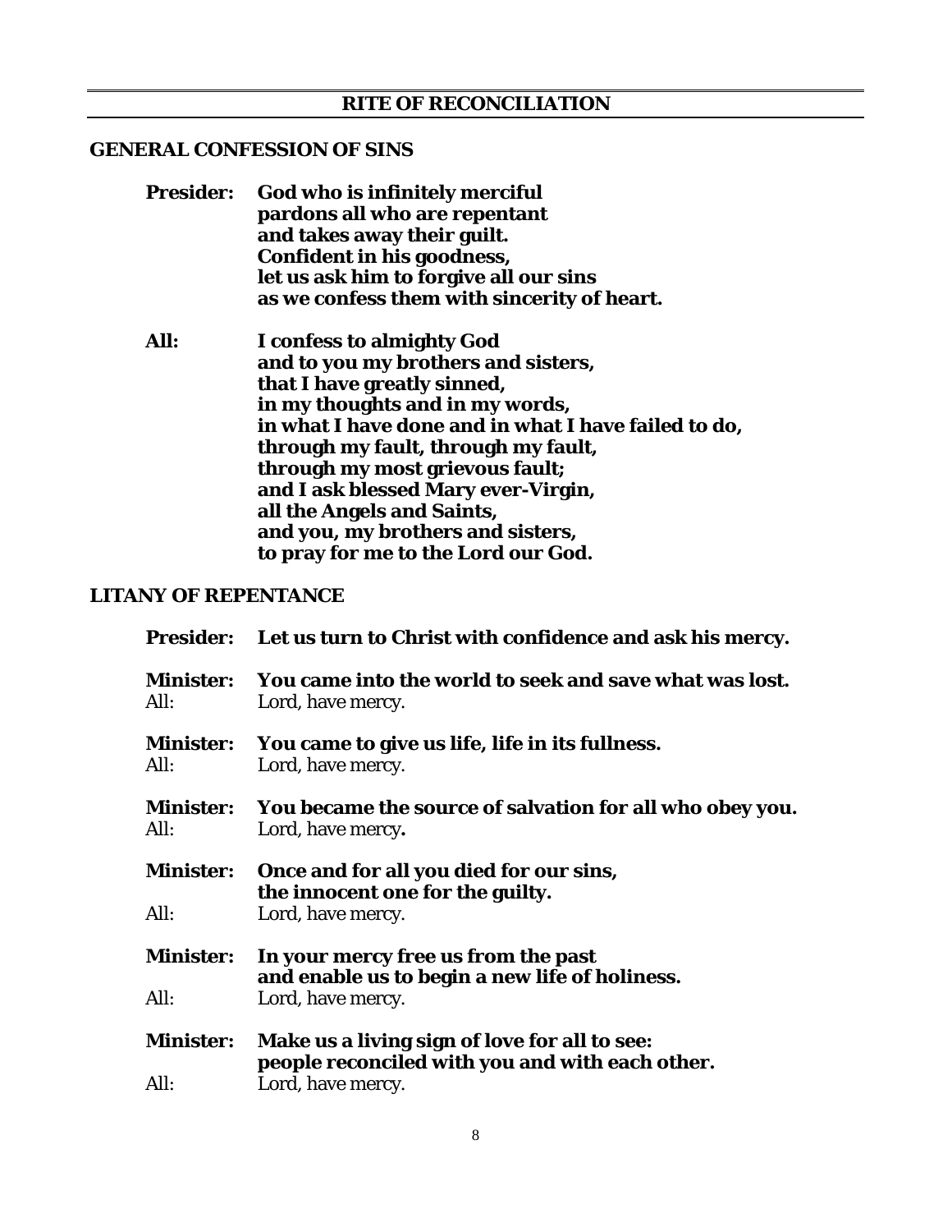## RITE OF RECONCILIATION

### GENERAL CONFESSION OF SINS

**Presider:** **God who is infinitely merciful**
**pardons all who are repentant**
**and takes away their guilt.**
**Confident in his goodness,**
**let us ask him to forgive all our sins**
**as we confess them with sincerity of heart.**

**All:** **I confess to almighty God**
**and to you my brothers and sisters,**
**that I have greatly sinned,**
**in my thoughts and in my words,**
**in what I have done and in what I have failed to do,**
**through my fault, through my fault,**
**through my most grievous fault;**
**and I ask blessed Mary ever-Virgin,**
**all the Angels and Saints,**
**and you, my brothers and sisters,**
**to pray for me to the Lord our God.**

### LITANY OF REPENTANCE

**Presider:** **Let us turn to Christ with confidence and ask his mercy.**

**Minister:** **You came into the world to seek and save what was lost.**
All: Lord, have mercy.

**Minister:** **You came to give us life, life in its fullness.**
All: Lord, have mercy.

**Minister:** **You became the source of salvation for all who obey you.**
All: Lord, have mercy.

**Minister:** **Once and for all you died for our sins,**
**the innocent one for the guilty.**
All: Lord, have mercy.

**Minister:** **In your mercy free us from the past**
**and enable us to begin a new life of holiness.**
All: Lord, have mercy.

**Minister:** **Make us a living sign of love for all to see:**
**people reconciled with you and with each other.**
All: Lord, have mercy.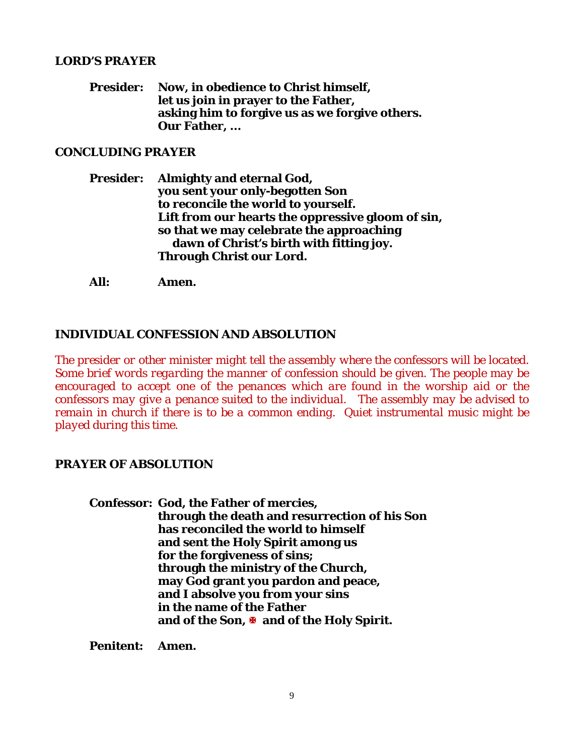### LORD'S PRAYER

**Presider:** **Now, in obedience to Christ himself,**
**let us join in prayer to the Father,**
**asking him to forgive us as we forgive others.**
**Our Father, ...**

### CONCLUDING PRAYER

**Presider:** **Almighty and eternal God,**
**you sent your only-begotten Son**
**to reconcile the world to yourself.**
**Lift from our hearts the oppressive gloom of sin,**
**so that we may celebrate the approaching**
**dawn of Christ's birth with fitting joy.**
**Through Christ our Lord.**

**All:** **Amen.**

### INDIVIDUAL CONFESSION AND ABSOLUTION

*The presider or other minister might tell the assembly where the confessors will be located. Some brief words regarding the manner of confession should be given. The people may be encouraged to accept one of the penances which are found in the worship aid or the confessors may give a penance suited to the individual. The assembly may be advised to remain in church if there is to be a common ending. Quiet instrumental music might be played during this time.*

### PRAYER OF ABSOLUTION

**Confessor:** **God, the Father of mercies,**
**through the death and resurrection of his Son**
**has reconciled the world to himself**
**and sent the Holy Spirit among us**
**for the forgiveness of sins;**
**through the ministry of the Church,**
**may God grant you pardon and peace,**
**and I absolve you from your sins**
**in the name of the Father**
**and of the Son, ✠ and of the Holy Spirit.**

**Penitent:** **Amen.**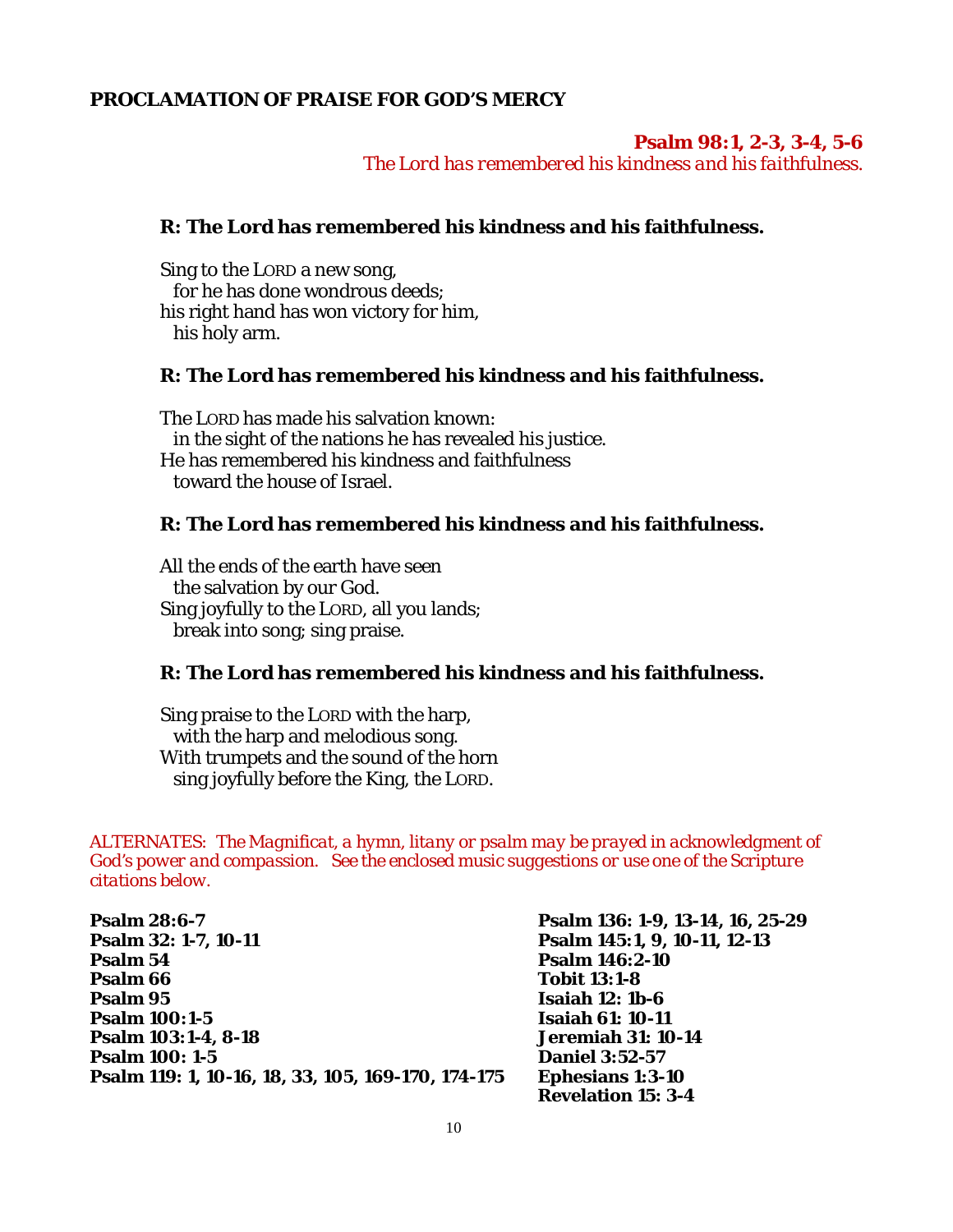## PROCLAMATION OF PRAISE FOR GOD'S MERCY

**Psalm 98:1, 2-3, 3-4, 5-6**
*The Lord has remembered his kindness and his faithfulness.*

**R: The Lord has remembered his kindness and his faithfulness.**

Sing to the LORD a new song,
  for he has done wondrous deeds;
his right hand has won victory for him,
  his holy arm.

**R: The Lord has remembered his kindness and his faithfulness.**

The LORD has made his salvation known:
  in the sight of the nations he has revealed his justice.
He has remembered his kindness and faithfulness
  toward the house of Israel.

**R: The Lord has remembered his kindness and his faithfulness.**

All the ends of the earth have seen
  the salvation by our God.
Sing joyfully to the LORD, all you lands;
  break into song; sing praise.

**R: The Lord has remembered his kindness and his faithfulness.**

Sing praise to the LORD with the harp,
  with the harp and melodious song.
With trumpets and the sound of the horn
  sing joyfully before the King, the LORD.

*ALTERNATES: The Magnificat, a hymn, litany or psalm may be prayed in acknowledgment of God's power and compassion. See the enclosed music suggestions or use one of the Scripture citations below.*

**Psalm 28:6-7**
**Psalm 32: 1-7, 10-11**
**Psalm 54**
**Psalm 66**
**Psalm 95**
**Psalm 100:1-5**
**Psalm 103:1-4, 8-18**
**Psalm 100: 1-5**
**Psalm 119: 1, 10-16, 18, 33, 105, 169-170, 174-175**
**Psalm 136: 1-9, 13-14, 16, 25-29**
**Psalm 145:1, 9, 10-11, 12-13**
**Psalm 146:2-10**
**Tobit 13:1-8**
**Isaiah 12: 1b-6**
**Isaiah 61: 10-11**
**Jeremiah 31: 10-14**
**Daniel 3:52-57**
**Ephesians 1:3-10**
**Revelation 15: 3-4**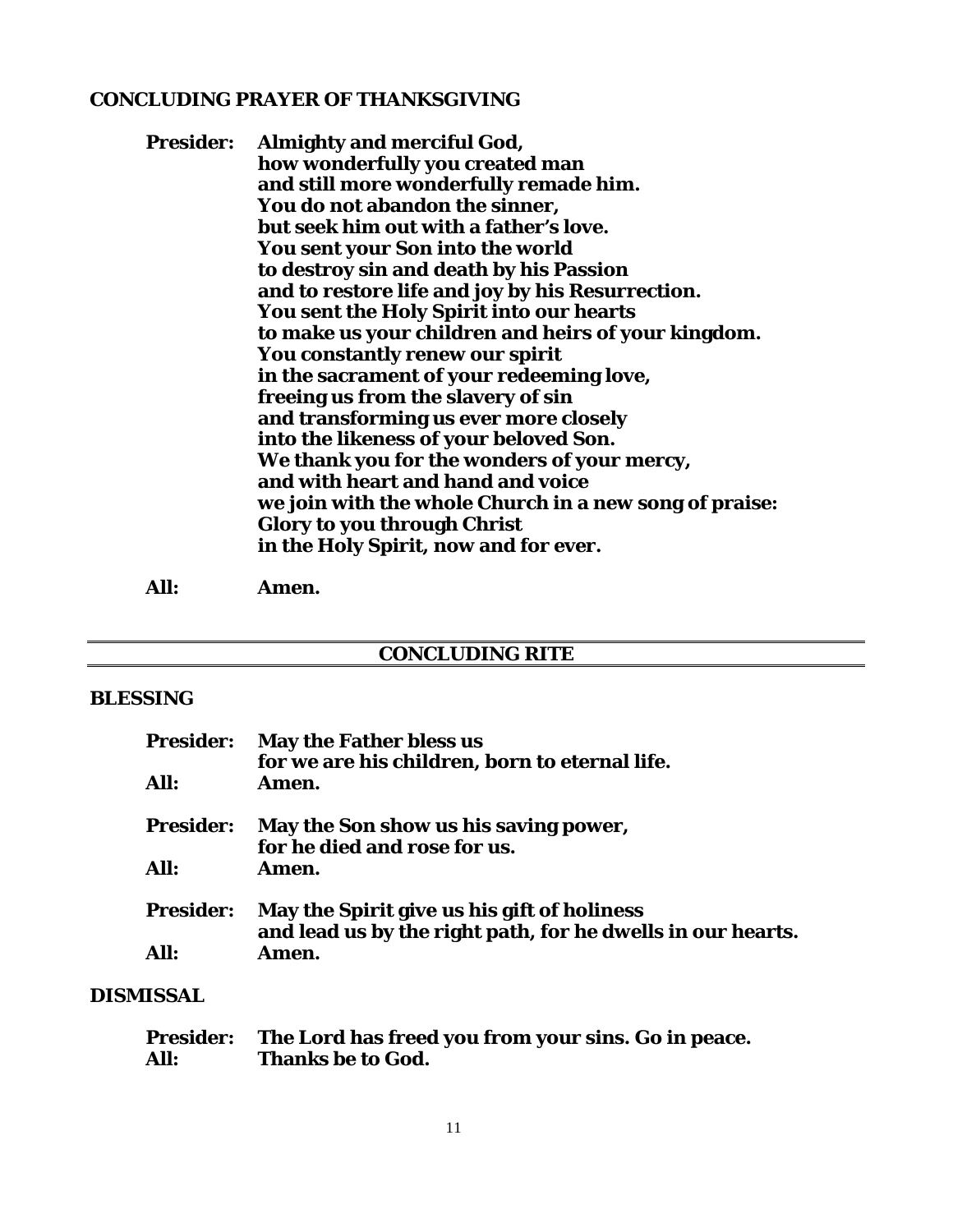## CONCLUDING PRAYER OF THANKSGIVING

**Presider:** **Almighty and merciful God,**
**how wonderfully you created man**
**and still more wonderfully remade him.**
**You do not abandon the sinner,**
**but seek him out with a father's love.**
**You sent your Son into the world**
**to destroy sin and death by his Passion**
**and to restore life and joy by his Resurrection.**
**You sent the Holy Spirit into our hearts**
**to make us your children and heirs of your kingdom.**
**You constantly renew our spirit**
**in the sacrament of your redeeming love,**
**freeing us from the slavery of sin**
**and transforming us ever more closely**
**into the likeness of your beloved Son.**
**We thank you for the wonders of your mercy,**
**and with heart and hand and voice**
**we join with the whole Church in a new song of praise:**
**Glory to you through Christ**
**in the Holy Spirit, now and for ever.**

**All:** **Amen.**

---

# CONCLUDING RITE

## BLESSING

**Presider:** **May the Father bless us**
**for we are his children, born to eternal life.**
**All:** **Amen.**

**Presider:** **May the Son show us his saving power,**
**for he died and rose for us.**
**All:** **Amen.**

**Presider:** **May the Spirit give us his gift of holiness**
**and lead us by the right path, for he dwells in our hearts.**
**All:** **Amen.**

## DISMISSAL

**Presider:** **The Lord has freed you from your sins. Go in peace.**
**All:** **Thanks be to God.**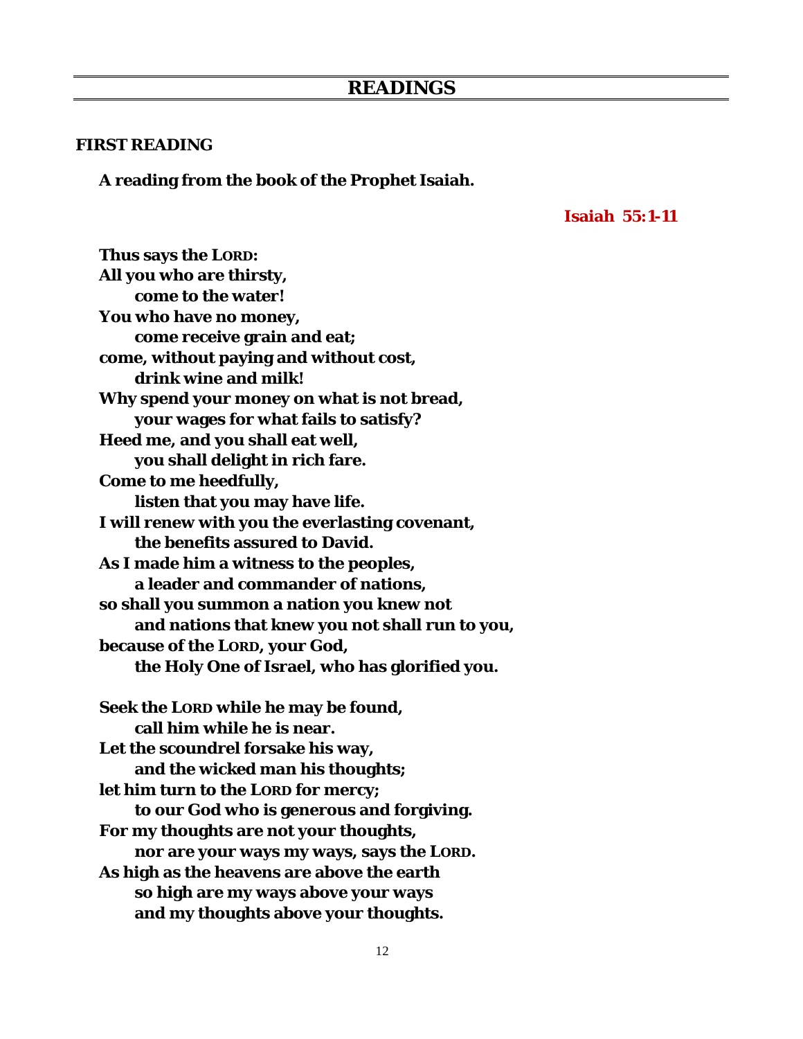## READINGS

**FIRST READING**

**A reading from the book of the Prophet Isaiah.**

**Isaiah 55:1-11**

**Thus says the LORD:**
**All you who are thirsty,**
**come to the water!**
**You who have no money,**
**come receive grain and eat;**
**come, without paying and without cost,**
**drink wine and milk!**
**Why spend your money on what is not bread,**
**your wages for what fails to satisfy?**
**Heed me, and you shall eat well,**
**you shall delight in rich fare.**
**Come to me heedfully,**
**listen that you may have life.**
**I will renew with you the everlasting covenant,**
**the benefits assured to David.**
**As I made him a witness to the peoples,**
**a leader and commander of nations,**
**so shall you summon a nation you knew not**
**and nations that knew you not shall run to you,**
**because of the LORD, your God,**
**the Holy One of Israel, who has glorified you.**

**Seek the LORD while he may be found,**
**call him while he is near.**
**Let the scoundrel forsake his way,**
**and the wicked man his thoughts;**
**let him turn to the LORD for mercy;**
**to our God who is generous and forgiving.**
**For my thoughts are not your thoughts,**
**nor are your ways my ways, says the LORD.**
**As high as the heavens are above the earth**
**so high are my ways above your ways**
**and my thoughts above your thoughts.**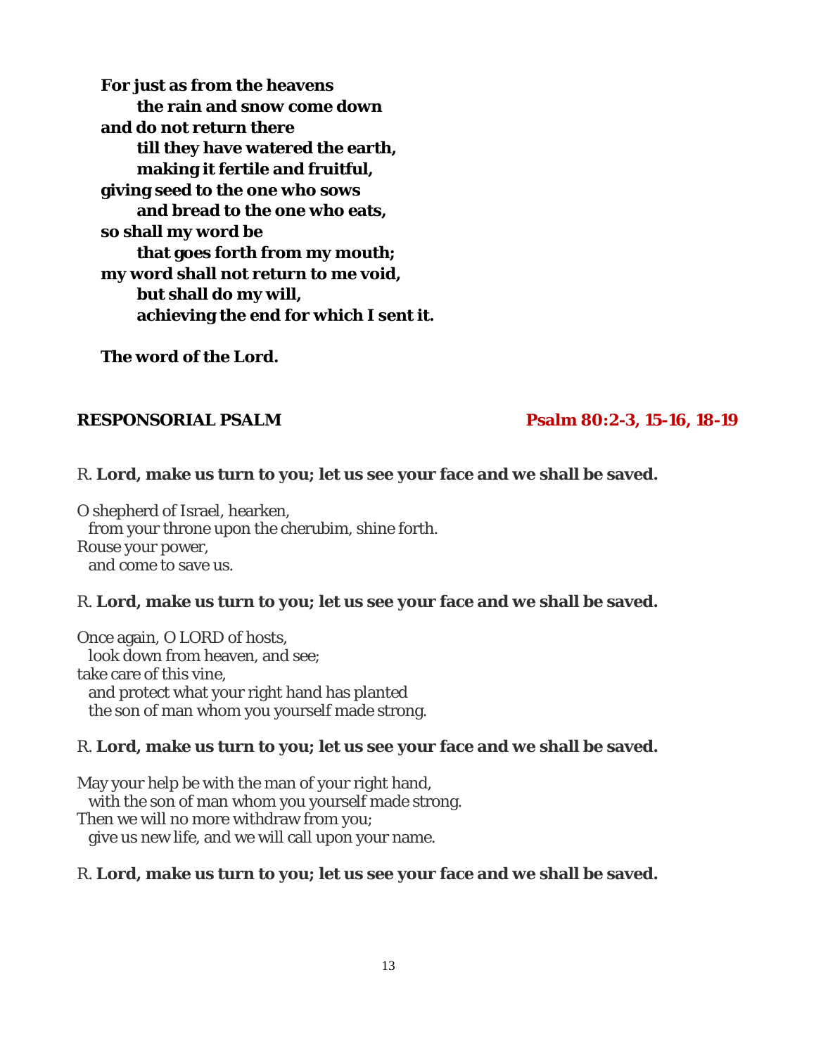**For just as from the heavens**
**the rain and snow come down**
**and do not return there**
**till they have watered the earth,**
**making it fertile and fruitful,**
**giving seed to the one who sows**
**and bread to the one who eats,**
**so shall my word be**
**that goes forth from my mouth;**
**my word shall not return to me void,**
**but shall do my will,**
**achieving the end for which I sent it.**

**The word of the Lord.**

## RESPONSORIAL PSALM — Psalm 80:2-3, 15-16, 18-19

R. **Lord, make us turn to you; let us see your face and we shall be saved.**

O shepherd of Israel, hearken,
from your throne upon the cherubim, shine forth.
Rouse your power,
and come to save us.

R. **Lord, make us turn to you; let us see your face and we shall be saved.**

Once again, O LORD of hosts,
look down from heaven, and see;
take care of this vine,
and protect what your right hand has planted
the son of man whom you yourself made strong.

R. **Lord, make us turn to you; let us see your face and we shall be saved.**

May your help be with the man of your right hand,
with the son of man whom you yourself made strong.
Then we will no more withdraw from you;
give us new life, and we will call upon your name.

R. **Lord, make us turn to you; let us see your face and we shall be saved.**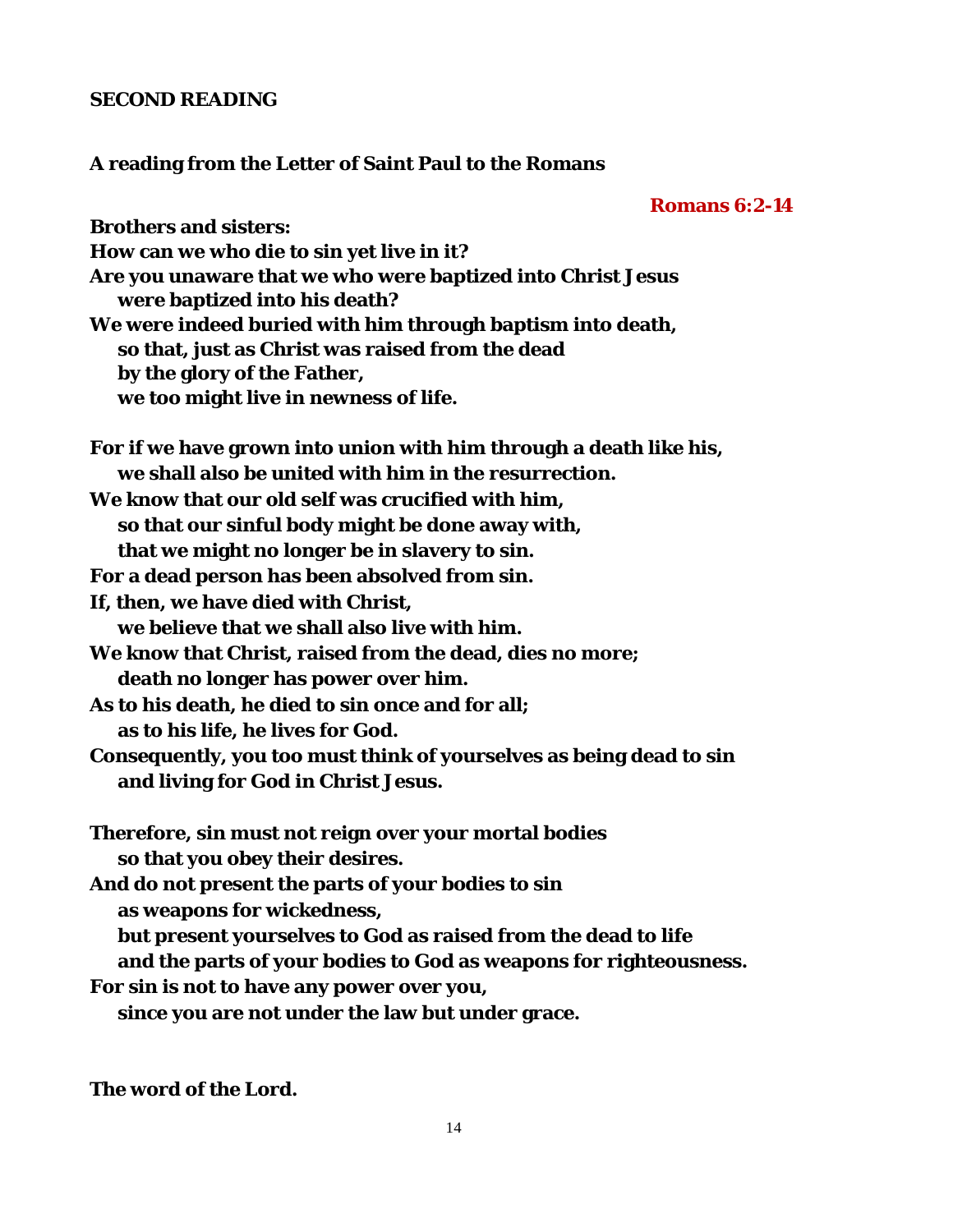**SECOND READING**

**A reading from the Letter of Saint Paul to the Romans**

**Romans 6:2-14**

**Brothers and sisters:**
**How can we who die to sin yet live in it?**
**Are you unaware that we who were baptized into Christ Jesus**
**were baptized into his death?**
**We were indeed buried with him through baptism into death,**
**so that, just as Christ was raised from the dead**
**by the glory of the Father,**
**we too might live in newness of life.**

**For if we have grown into union with him through a death like his,**
**we shall also be united with him in the resurrection.**
**We know that our old self was crucified with him,**
**so that our sinful body might be done away with,**
**that we might no longer be in slavery to sin.**
**For a dead person has been absolved from sin.**
**If, then, we have died with Christ,**
**we believe that we shall also live with him.**
**We know that Christ, raised from the dead, dies no more;**
**death no longer has power over him.**
**As to his death, he died to sin once and for all;**
**as to his life, he lives for God.**
**Consequently, you too must think of yourselves as being dead to sin**
**and living for God in Christ Jesus.**

**Therefore, sin must not reign over your mortal bodies**
**so that you obey their desires.**
**And do not present the parts of your bodies to sin**
**as weapons for wickedness,**
**but present yourselves to God as raised from the dead to life**
**and the parts of your bodies to God as weapons for righteousness.**
**For sin is not to have any power over you,**
**since you are not under the law but under grace.**

**The word of the Lord.**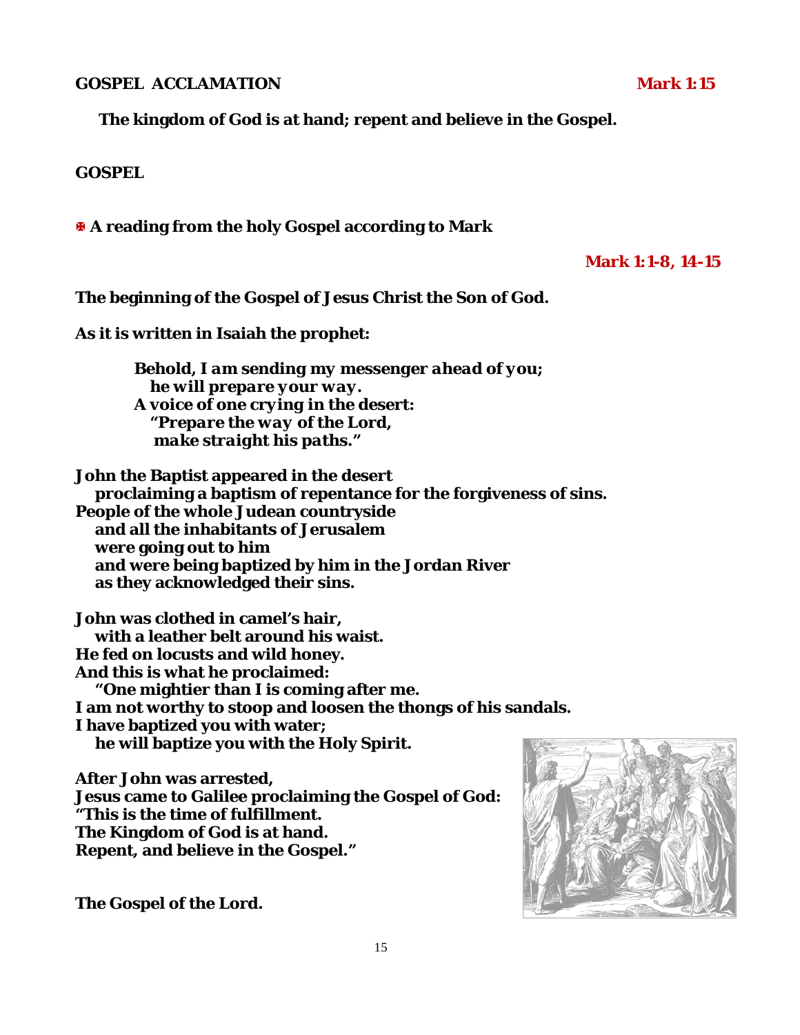**GOSPEL ACCLAMATION** **Mark 1:15**

**The kingdom of God is at hand; repent and believe in the Gospel.**

**GOSPEL**

**✠ A reading from the holy Gospel according to Mark**

**Mark 1:1-8, 14-15**

**The beginning of the Gospel of Jesus Christ the Son of God.**

**As it is written in Isaiah the prophet:**

***Behold, I am sending my messenger ahead of you;***
***he will prepare your way.***
***A voice of one crying in the desert:***
***"Prepare the way of the Lord,***
***make straight his paths."***

**John the Baptist appeared in the desert**
**proclaiming a baptism of repentance for the forgiveness of sins.**
**People of the whole Judean countryside**
**and all the inhabitants of Jerusalem**
**were going out to him**
**and were being baptized by him in the Jordan River**
**as they acknowledged their sins.**

**John was clothed in camel's hair,**
**with a leather belt around his waist.**
**He fed on locusts and wild honey.**
**And this is what he proclaimed:**
**"One mightier than I is coming after me.**
**I am not worthy to stoop and loosen the thongs of his sandals.**
**I have baptized you with water;**
**he will baptize you with the Holy Spirit.**

**After John was arrested,**
**Jesus came to Galilee proclaiming the Gospel of God:**
**"This is the time of fulfillment.**
**The Kingdom of God is at hand.**
**Repent, and believe in the Gospel."**

**The Gospel of the Lord.**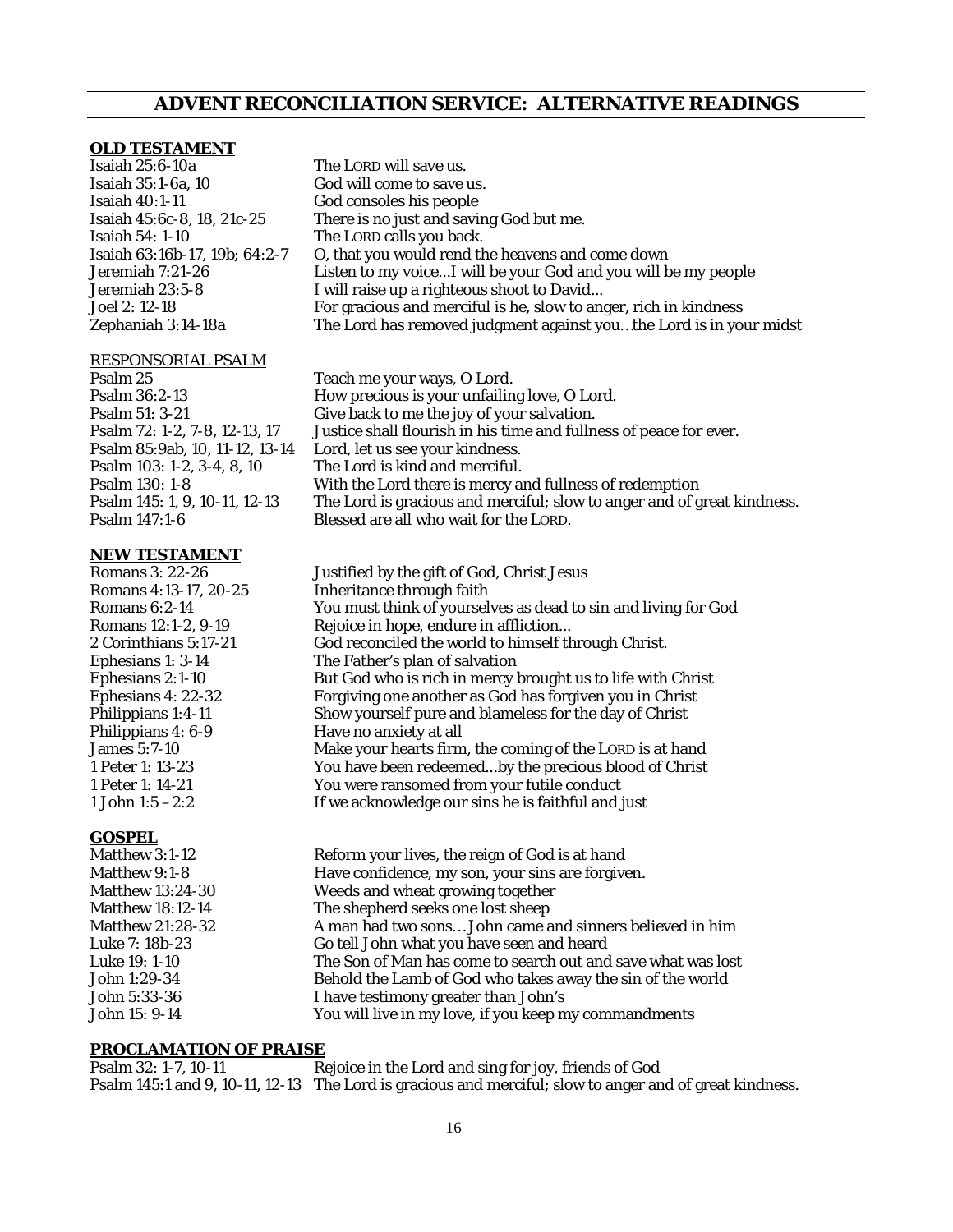# ADVENT RECONCILIATION SERVICE: ALTERNATIVE READINGS

**OLD TESTAMENT**

| | |
|---|---|
| Isaiah 25:6-10a | The LORD will save us. |
| Isaiah 35:1-6a, 10 | God will come to save us. |
| Isaiah 40:1-11 | God consoles his people |
| Isaiah 45:6c-8, 18, 21c-25 | There is no just and saving God but me. |
| Isaiah 54: 1-10 | The LORD calls you back. |
| Isaiah 63:16b-17, 19b; 64:2-7 | O, that you would rend the heavens and come down |
| Jeremiah 7:21-26 | Listen to my voice...I will be your God and you will be my people |
| Jeremiah 23:5-8 | I will raise up a righteous shoot to David... |
| Joel 2: 12-18 | For gracious and merciful is he, slow to anger, rich in kindness |
| Zephaniah 3:14-18a | The Lord has removed judgment against you…the Lord is in your midst |

RESPONSORIAL PSALM

| | |
|---|---|
| Psalm 25 | Teach me your ways, O Lord. |
| Psalm 36:2-13 | How precious is your unfailing love, O Lord. |
| Psalm 51: 3-21 | Give back to me the joy of your salvation. |
| Psalm 72: 1-2, 7-8, 12-13, 17 | Justice shall flourish in his time and fullness of peace for ever. |
| Psalm 85:9ab, 10, 11-12, 13-14 | Lord, let us see your kindness. |
| Psalm 103: 1-2, 3-4, 8, 10 | The Lord is kind and merciful. |
| Psalm 130: 1-8 | With the Lord there is mercy and fullness of redemption |
| Psalm 145: 1, 9, 10-11, 12-13 | The Lord is gracious and merciful; slow to anger and of great kindness. |
| Psalm 147:1-6 | Blessed are all who wait for the LORD. |

**NEW TESTAMENT**

| | |
|---|---|
| Romans 3: 22-26 | Justified by the gift of God, Christ Jesus |
| Romans 4:13-17, 20-25 | Inheritance through faith |
| Romans 6:2-14 | You must think of yourselves as dead to sin and living for God |
| Romans 12:1-2, 9-19 | Rejoice in hope, endure in affliction... |
| 2 Corinthians 5:17-21 | God reconciled the world to himself through Christ. |
| Ephesians 1: 3-14 | The Father's plan of salvation |
| Ephesians 2:1-10 | But God who is rich in mercy brought us to life with Christ |
| Ephesians 4: 22-32 | Forgiving one another as God has forgiven you in Christ |
| Philippians 1:4-11 | Show yourself pure and blameless for the day of Christ |
| Philippians 4: 6-9 | Have no anxiety at all |
| James 5:7-10 | Make your hearts firm, the coming of the LORD is at hand |
| 1 Peter 1: 13-23 | You have been redeemed...by the precious blood of Christ |
| 1 Peter 1: 14-21 | You were ransomed from your futile conduct |
| 1 John 1:5 – 2:2 | If we acknowledge our sins he is faithful and just |

**GOSPEL**

| | |
|---|---|
| Matthew 3:1-12 | Reform your lives, the reign of God is at hand |
| Matthew 9:1-8 | Have confidence, my son, your sins are forgiven. |
| Matthew 13:24-30 | Weeds and wheat growing together |
| Matthew 18:12-14 | The shepherd seeks one lost sheep |
| Matthew 21:28-32 | A man had two sons…John came and sinners believed in him |
| Luke 7: 18b-23 | Go tell John what you have seen and heard |
| Luke 19: 1-10 | The Son of Man has come to search out and save what was lost |
| John 1:29-34 | Behold the Lamb of God who takes away the sin of the world |
| John 5:33-36 | I have testimony greater than John's |
| John 15: 9-14 | You will live in my love, if you keep my commandments |

**PROCLAMATION OF PRAISE**

| | |
|---|---|
| Psalm 32: 1-7, 10-11 | Rejoice in the Lord and sing for joy, friends of God |
| Psalm 145:1 and 9, 10-11, 12-13 | The Lord is gracious and merciful; slow to anger and of great kindness. |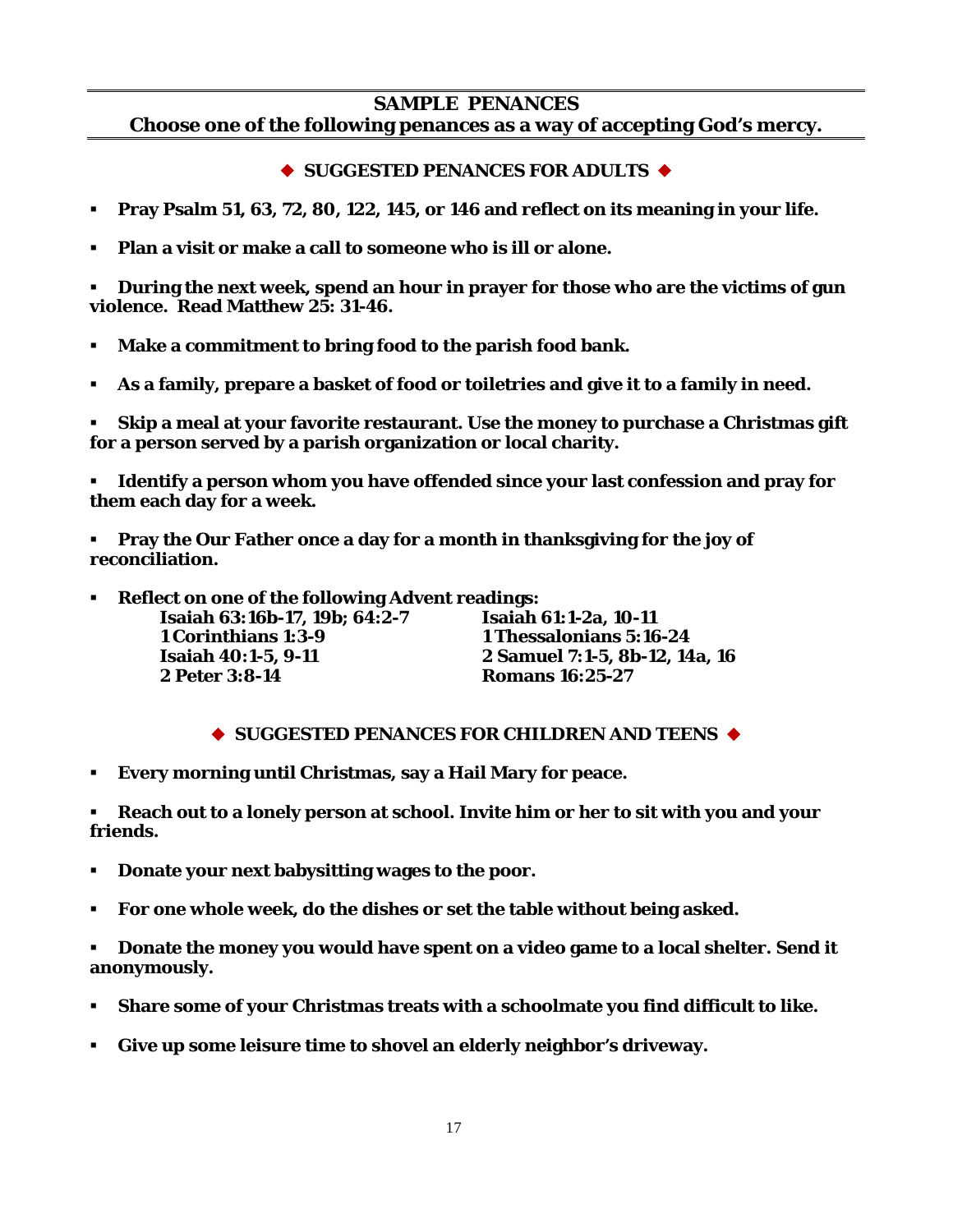## SAMPLE PENANCES

**Choose one of the following penances as a way of accepting God's mercy.**

### ◆ SUGGESTED PENANCES FOR ADULTS ◆

- **Pray Psalm 51, 63, 72, 80, 122, 145, or 146 and reflect on its meaning in your life.**
- **Plan a visit or make a call to someone who is ill or alone.**
- **During the next week, spend an hour in prayer for those who are the victims of gun violence. Read Matthew 25: 31-46.**
- **Make a commitment to bring food to the parish food bank.**
- **As a family, prepare a basket of food or toiletries and give it to a family in need.**
- **Skip a meal at your favorite restaurant. Use the money to purchase a Christmas gift for a person served by a parish organization or local charity.**
- **Identify a person whom you have offended since your last confession and pray for them each day for a week.**
- **Pray the Our Father once a day for a month in thanksgiving for the joy of reconciliation.**
- **Reflect on one of the following Advent readings:**
  - **Isaiah 63:16b-17, 19b; 64:2-7**
  - **1 Corinthians 1:3-9**
  - **Isaiah 40:1-5, 9-11**
  - **2 Peter 3:8-14**
  - **Isaiah 61:1-2a, 10-11**
  - **1 Thessalonians 5:16-24**
  - **2 Samuel 7:1-5, 8b-12, 14a, 16**
  - **Romans 16:25-27**

### ◆ SUGGESTED PENANCES FOR CHILDREN AND TEENS ◆

- **Every morning until Christmas, say a Hail Mary for peace.**
- **Reach out to a lonely person at school. Invite him or her to sit with you and your friends.**
- **Donate your next babysitting wages to the poor.**
- **For one whole week, do the dishes or set the table without being asked.**
- **Donate the money you would have spent on a video game to a local shelter. Send it anonymously.**
- **Share some of your Christmas treats with a schoolmate you find difficult to like.**
- **Give up some leisure time to shovel an elderly neighbor's driveway.**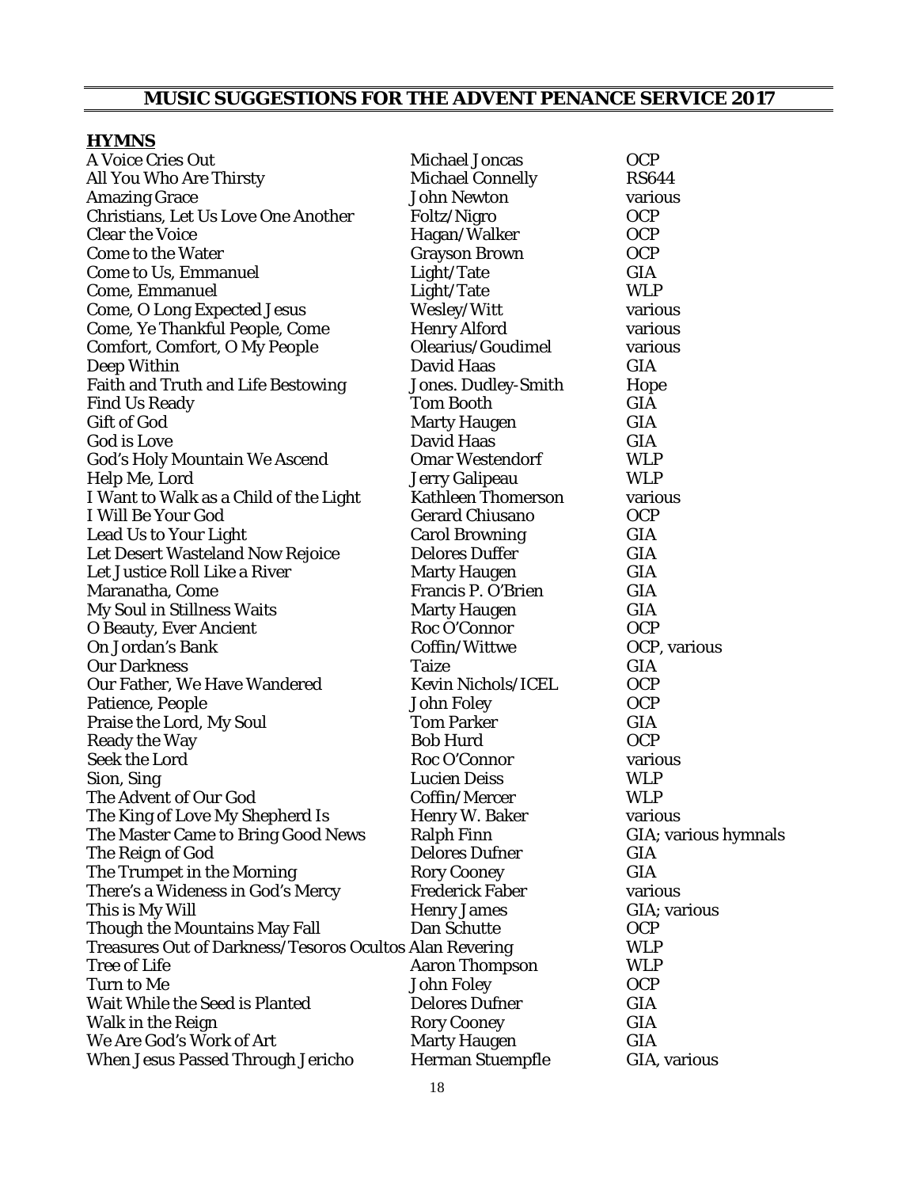## MUSIC SUGGESTIONS FOR THE ADVENT PENANCE SERVICE 2017

### HYMNS

| | | |
|---|---|---|
| A Voice Cries Out | Michael Joncas | OCP |
| All You Who Are Thirsty | Michael Connelly | RS644 |
| Amazing Grace | John Newton | various |
| Christians, Let Us Love One Another | Foltz/Nigro | OCP |
| Clear the Voice | Hagan/Walker | OCP |
| Come to the Water | Grayson Brown | OCP |
| Come to Us, Emmanuel | Light/Tate | GIA |
| Come, Emmanuel | Light/Tate | WLP |
| Come, O Long Expected Jesus | Wesley/Witt | various |
| Come, Ye Thankful People, Come | Henry Alford | various |
| Comfort, Comfort, O My People | Olearius/Goudimel | various |
| Deep Within | David Haas | GIA |
| Faith and Truth and Life Bestowing | Jones. Dudley-Smith | Hope |
| Find Us Ready | Tom Booth | GIA |
| Gift of God | Marty Haugen | GIA |
| God is Love | David Haas | GIA |
| God's Holy Mountain We Ascend | Omar Westendorf | WLP |
| Help Me, Lord | Jerry Galipeau | WLP |
| I Want to Walk as a Child of the Light | Kathleen Thomerson | various |
| I Will Be Your God | Gerard Chiusano | OCP |
| Lead Us to Your Light | Carol Browning | GIA |
| Let Desert Wasteland Now Rejoice | Delores Duffer | GIA |
| Let Justice Roll Like a River | Marty Haugen | GIA |
| Maranatha, Come | Francis P. O'Brien | GIA |
| My Soul in Stillness Waits | Marty Haugen | GIA |
| O Beauty, Ever Ancient | Roc O'Connor | OCP |
| On Jordan's Bank | Coffin/Wittwe | OCP, various |
| Our Darkness | Taize | GIA |
| Our Father, We Have Wandered | Kevin Nichols/ICEL | OCP |
| Patience, People | John Foley | OCP |
| Praise the Lord, My Soul | Tom Parker | GIA |
| Ready the Way | Bob Hurd | OCP |
| Seek the Lord | Roc O'Connor | various |
| Sion, Sing | Lucien Deiss | WLP |
| The Advent of Our God | Coffin/Mercer | WLP |
| The King of Love My Shepherd Is | Henry W. Baker | various |
| The Master Came to Bring Good News | Ralph Finn | GIA; various hymnals |
| The Reign of God | Delores Dufner | GIA |
| The Trumpet in the Morning | Rory Cooney | GIA |
| There's a Wideness in God's Mercy | Frederick Faber | various |
| This is My Will | Henry James | GIA; various |
| Though the Mountains May Fall | Dan Schutte | OCP |
| Treasures Out of Darkness/*Tesoros Ocultos* | Alan Revering | WLP |
| Tree of Life | Aaron Thompson | WLP |
| Turn to Me | John Foley | OCP |
| Wait While the Seed is Planted | Delores Dufner | GIA |
| Walk in the Reign | Rory Cooney | GIA |
| We Are God's Work of Art | Marty Haugen | GIA |
| When Jesus Passed Through Jericho | Herman Stuempfle | GIA, various |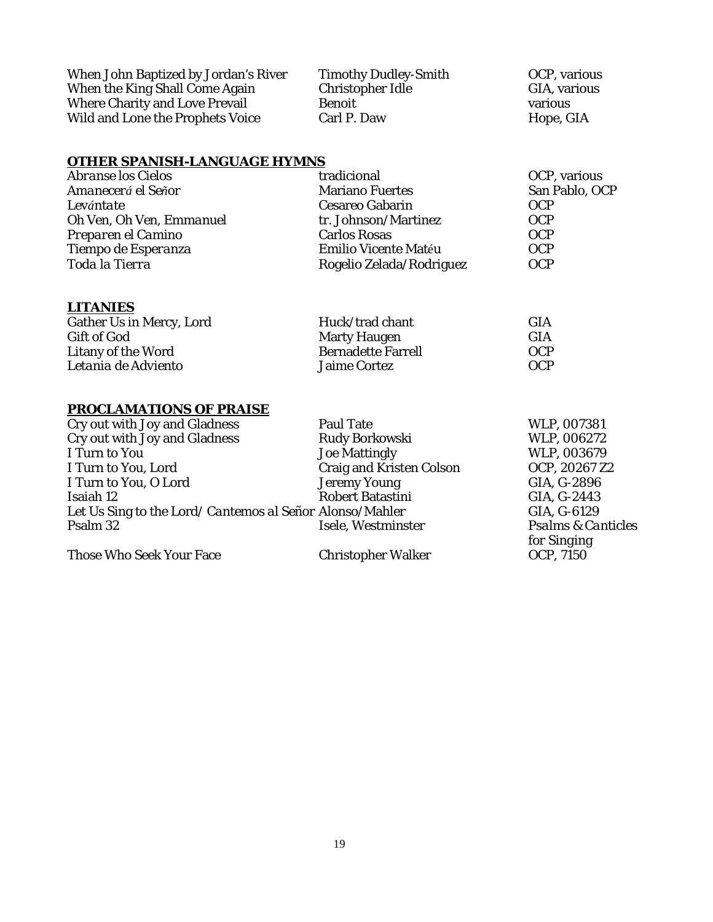| | | |
|---|---|---|
| When John Baptized by Jordan's River | Timothy Dudley-Smith | OCP, various |
| When the King Shall Come Again | Christopher Idle | GIA, various |
| Where Charity and Love Prevail | Benoit | various |
| Wild and Lone the Prophets Voice | Carl P. Daw | Hope, GIA |

## OTHER SPANISH-LANGUAGE HYMNS

| | | |
|---|---|---|
| *Abranse los Cielos* | tradicional | OCP, various |
| *Amanecerá el Señor* | Mariano Fuertes | San Pablo, OCP |
| *Levántate* | Cesareo Gabarin | OCP |
| *Oh Ven, Oh Ven, Emmanuel* | tr. Johnson/Martinez | OCP |
| *Preparen el Camino* | Carlos Rosas | OCP |
| *Tiempo de Esperanza* | Emilio Vicente Matéu | OCP |
| *Toda la Tierra* | Rogelio Zelada/Rodriguez | OCP |

## LITANIES

| | | |
|---|---|---|
| Gather Us in Mercy, Lord | Huck/trad chant | GIA |
| Gift of God | Marty Haugen | GIA |
| Litany of the Word | Bernadette Farrell | OCP |
| *Letania de Adviento* | Jaime Cortez | OCP |

## PROCLAMATIONS OF PRAISE

| | | |
|---|---|---|
| Cry out with Joy and Gladness | Paul Tate | WLP, 007381 |
| Cry out with Joy and Gladness | Rudy Borkowski | WLP, 006272 |
| I Turn to You | Joe Mattingly | WLP, 003679 |
| I Turn to You, Lord | Craig and Kristen Colson | OCP, 20267 Z2 |
| I Turn to You, O Lord | Jeremy Young | GIA, G-2896 |
| Isaiah 12 | Robert Batastini | GIA, G-2443 |
| Let Us Sing to the Lord/ *Cantemos al Señor* | Alonso/Mahler | GIA, G-6129 |
| Psalm 32 | Isele, Westminster | *Psalms & Canticles for Singing* |
| Those Who Seek Your Face | Christopher Walker | OCP, 7150 |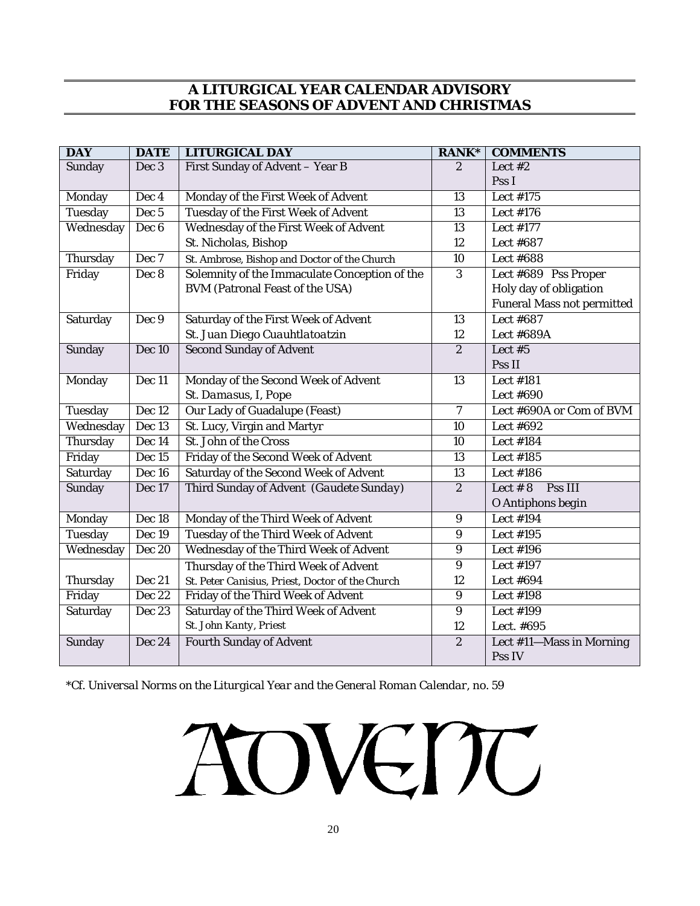## A LITURGICAL YEAR CALENDAR ADVISORY FOR THE SEASONS OF ADVENT AND CHRISTMAS

| DAY | DATE | LITURGICAL DAY | RANK* | COMMENTS |
|---|---|---|---|---|
| Sunday | Dec 3 | First Sunday of Advent – Year B | 2 | Lect #2<br>Pss I |
| Monday | Dec 4 | Monday of the First Week of Advent | 13 | Lect #175 |
| Tuesday | Dec 5 | Tuesday of the First Week of Advent | 13 | Lect #176 |
| Wednesday | Dec 6 | Wednesday of the First Week of Advent<br>*St. Nicholas, Bishop* | 13<br>12 | Lect #177<br>Lect #687 |
| Thursday | Dec 7 | St. Ambrose, Bishop and Doctor of the Church | 10 | Lect #688 |
| Friday | Dec 8 | Solemnity of the Immaculate Conception of the BVM (Patronal Feast of the USA) | 3 | Lect #689 Pss Proper<br>Holy day of obligation<br>Funeral Mass not permitted |
| Saturday | Dec 9 | Saturday of the First Week of Advent<br>*St. Juan Diego Cuauhtlatoatzin* | 13<br>12 | Lect #687<br>Lect #689A |
| Sunday | Dec 10 | Second Sunday of Advent | 2 | Lect #5<br>Pss II |
| Monday | Dec 11 | Monday of the Second Week of Advent<br>*St. Damasus, I, Pope* | 13 | Lect #181<br>Lect #690 |
| Tuesday | Dec 12 | Our Lady of Guadalupe (Feast) | 7 | Lect #690A or Com of BVM |
| Wednesday | Dec 13 | St. Lucy, Virgin and Martyr | 10 | Lect #692 |
| Thursday | Dec 14 | St. John of the Cross | 10 | Lect #184 |
| Friday | Dec 15 | Friday of the Second Week of Advent | 13 | Lect #185 |
| Saturday | Dec 16 | Saturday of the Second Week of Advent | 13 | Lect #186 |
| Sunday | Dec 17 | Third Sunday of Advent (*Gaudete Sunday*) | 2 | Lect # 8 Pss III<br>O Antiphons begin |
| Monday | Dec 18 | Monday of the Third Week of Advent | 9 | Lect #194 |
| Tuesday | Dec 19 | Tuesday of the Third Week of Advent | 9 | Lect #195 |
| Wednesday | Dec 20 | Wednesday of the Third Week of Advent | 9 | Lect #196 |
| Thursday | Dec 21 | Thursday of the Third Week of Advent<br>*St. Peter Canisius, Priest, Doctor of the Church* | 9<br>12 | Lect #197<br>Lect #694 |
| Friday | Dec 22 | Friday of the Third Week of Advent | 9 | Lect #198 |
| Saturday | Dec 23 | Saturday of the Third Week of Advent<br>*St. John Kanty, Priest* | 9<br>12 | Lect #199<br>Lect. #695 |
| Sunday | Dec 24 | Fourth Sunday of Advent | 2 | Lect #11—Mass in Morning<br>Pss IV |

*Cf. *Universal Norms on the Liturgical Year and the General Roman Calendar*, no. 59

# ADVENT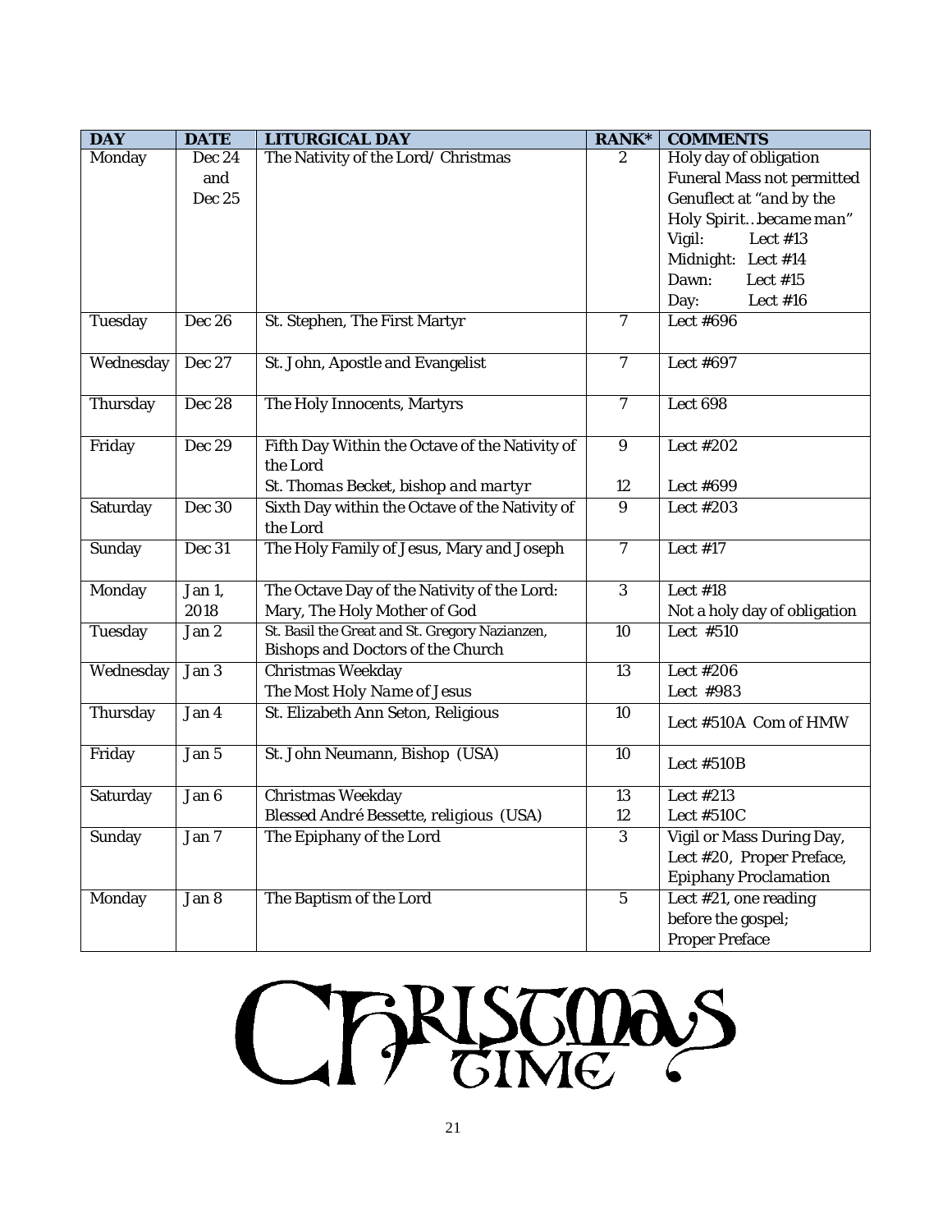| DAY | DATE | LITURGICAL DAY | RANK* | COMMENTS |
|---|---|---|---|---|
| Monday | Dec 24 and Dec 25 | The Nativity of the Lord/ Christmas | 2 | Holy day of obligation<br>Funeral Mass not permitted<br>Genuflect at "*and by the Holy Spirit…became man*"<br>Vigil: Lect #13<br>Midnight: Lect #14<br>Dawn: Lect #15<br>Day: Lect #16 |
| Tuesday | Dec 26 | St. Stephen, The First Martyr | 7 | Lect #696 |
| Wednesday | Dec 27 | St. John, Apostle and Evangelist | 7 | Lect #697 |
| Thursday | Dec 28 | The Holy Innocents, Martyrs | 7 | Lect 698 |
| Friday | Dec 29 | Fifth Day Within the Octave of the Nativity of the Lord<br>*St. Thomas Becket, bishop and martyr* | 9<br>12 | Lect #202<br>Lect #699 |
| Saturday | Dec 30 | Sixth Day within the Octave of the Nativity of the Lord | 9 | Lect #203 |
| Sunday | Dec 31 | The Holy Family of Jesus, Mary and Joseph | 7 | Lect #17 |
| Monday | Jan 1, 2018 | The Octave Day of the Nativity of the Lord: Mary, The Holy Mother of God | 3 | Lect #18<br>Not a holy day of obligation |
| Tuesday | Jan 2 | St. Basil the Great and St. Gregory Nazianzen, Bishops and Doctors of the Church | 10 | Lect #510 |
| Wednesday | Jan 3 | Christmas Weekday<br>*The Most Holy Name of Jesus* | 13 | Lect #206<br>Lect #983 |
| Thursday | Jan 4 | St. Elizabeth Ann Seton, Religious | 10 | Lect #510A Com of HMW |
| Friday | Jan 5 | St. John Neumann, Bishop (USA) | 10 | Lect #510B |
| Saturday | Jan 6 | Christmas Weekday<br>*Blessed André Bessette, religious (USA)* | 13<br>12 | Lect #213<br>Lect #510C |
| Sunday | Jan 7 | The Epiphany of the Lord | 3 | Vigil or Mass During Day, Lect #20, Proper Preface, Epiphany Proclamation |
| Monday | Jan 8 | The Baptism of the Lord | 5 | Lect #21, one reading before the gospel;<br>Proper Preface |

# Christmas Time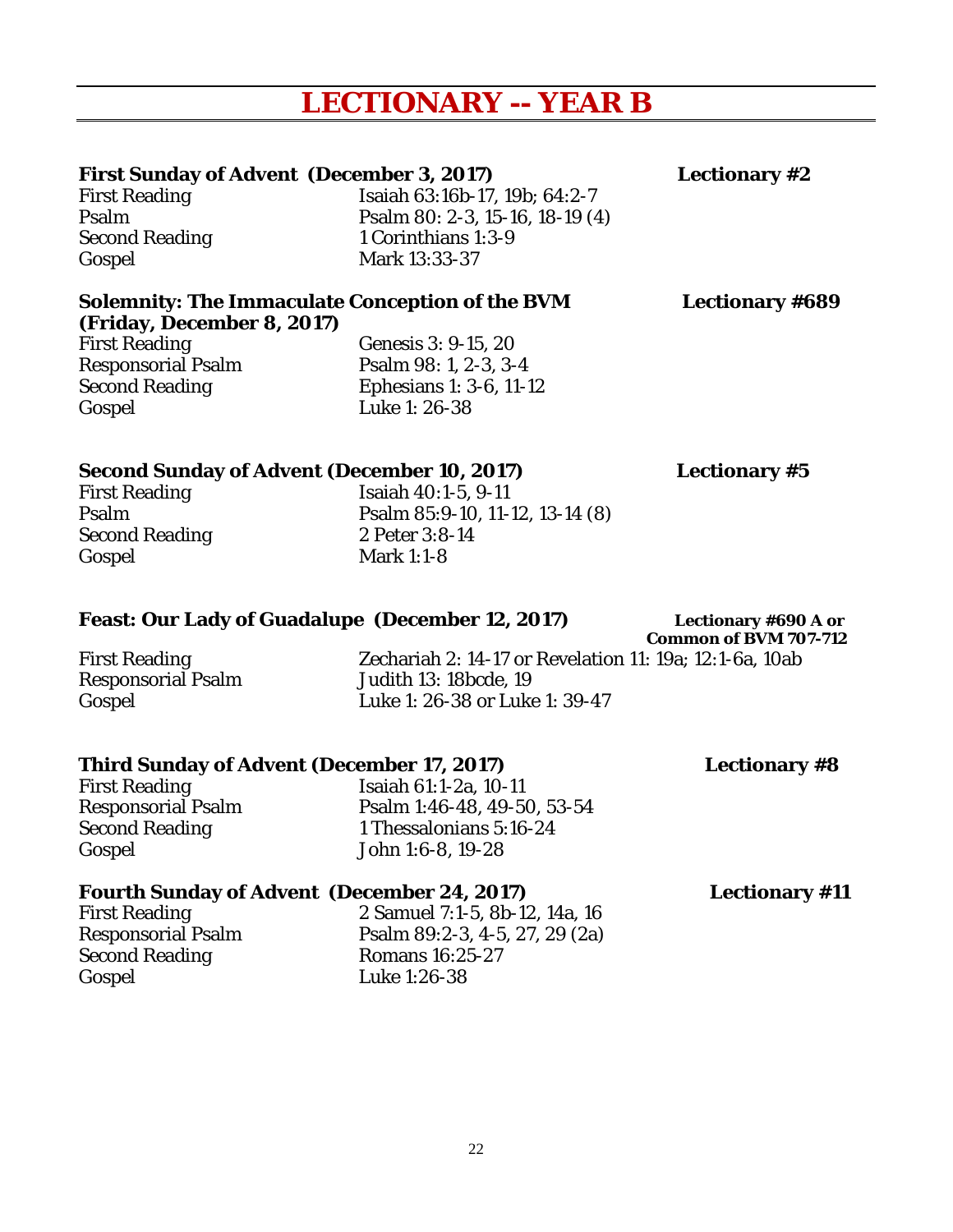# LECTIONARY -- YEAR B

**First Sunday of Advent (December 3, 2017)** **Lectionary #2**

| | |
|---|---|
| First Reading | Isaiah 63:16b-17, 19b; 64:2-7 |
| Psalm | Psalm 80: 2-3, 15-16, 18-19 (4) |
| Second Reading | 1 Corinthians 1:3-9 |
| Gospel | Mark 13:33-37 |

**Solemnity: The Immaculate Conception of the BVM (Friday, December 8, 2017)** **Lectionary #689**

| | |
|---|---|
| First Reading | Genesis 3: 9-15, 20 |
| Responsorial Psalm | Psalm 98: 1, 2-3, 3-4 |
| Second Reading | Ephesians 1: 3-6, 11-12 |
| Gospel | Luke 1: 26-38 |

**Second Sunday of Advent (December 10, 2017)** **Lectionary #5**

| | |
|---|---|
| First Reading | Isaiah 40:1-5, 9-11 |
| Psalm | Psalm 85:9-10, 11-12, 13-14 (8) |
| Second Reading | 2 Peter 3:8-14 |
| Gospel | Mark 1:1-8 |

**Feast: Our Lady of Guadalupe (December 12, 2017)** **Lectionary #690 A or Common of BVM 707-712**

| | |
|---|---|
| First Reading | Zechariah 2: 14-17 or Revelation 11: 19a; 12:1-6a, 10ab |
| Responsorial Psalm | Judith 13: 18bcde, 19 |
| Gospel | Luke 1: 26-38 or Luke 1: 39-47 |

**Third Sunday of Advent (December 17, 2017)** **Lectionary #8**

| | |
|---|---|
| First Reading | Isaiah 61:1-2a, 10-11 |
| Responsorial Psalm | Psalm 1:46-48, 49-50, 53-54 |
| Second Reading | 1 Thessalonians 5:16-24 |
| Gospel | John 1:6-8, 19-28 |

**Fourth Sunday of Advent (December 24, 2017)** **Lectionary #11**

| | |
|---|---|
| First Reading | 2 Samuel 7:1-5, 8b-12, 14a, 16 |
| Responsorial Psalm | Psalm 89:2-3, 4-5, 27, 29 (2a) |
| Second Reading | Romans 16:25-27 |
| Gospel | Luke 1:26-38 |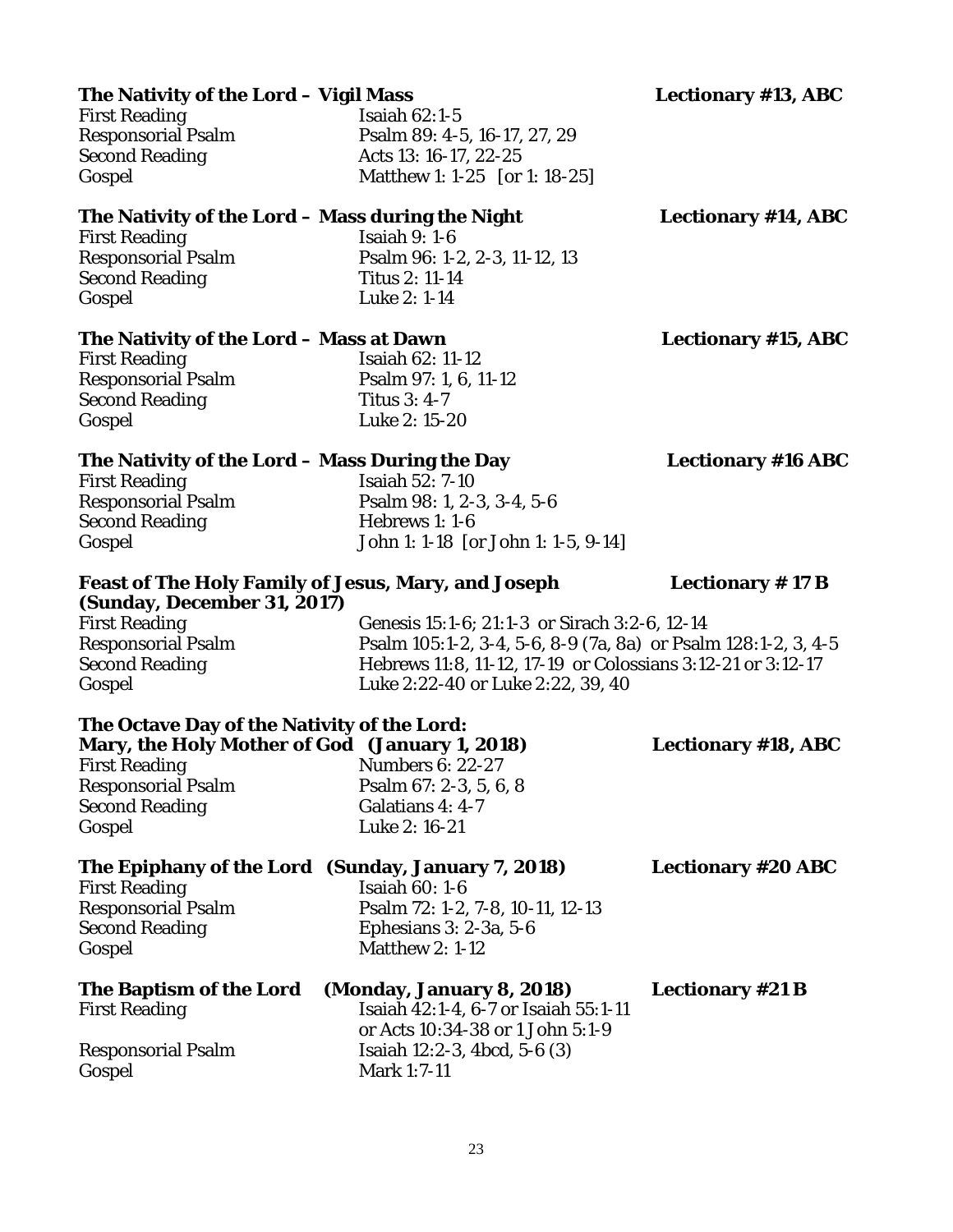**The Nativity of the Lord – Vigil Mass** **Lectionary #13, ABC**

| | |
|---|---|
| First Reading | Isaiah 62:1-5 |
| Responsorial Psalm | Psalm 89: 4-5, 16-17, 27, 29 |
| Second Reading | Acts 13: 16-17, 22-25 |
| Gospel | Matthew 1: 1-25 [or 1: 18-25] |

**The Nativity of the Lord – Mass during the Night** **Lectionary #14, ABC**

| | |
|---|---|
| First Reading | Isaiah 9: 1-6 |
| Responsorial Psalm | Psalm 96: 1-2, 2-3, 11-12, 13 |
| Second Reading | Titus 2: 11-14 |
| Gospel | Luke 2: 1-14 |

**The Nativity of the Lord – Mass at Dawn** **Lectionary #15, ABC**

| | |
|---|---|
| First Reading | Isaiah 62: 11-12 |
| Responsorial Psalm | Psalm 97: 1, 6, 11-12 |
| Second Reading | Titus 3: 4-7 |
| Gospel | Luke 2: 15-20 |

**The Nativity of the Lord – Mass During the Day** **Lectionary #16 ABC**

| | |
|---|---|
| First Reading | Isaiah 52: 7-10 |
| Responsorial Psalm | Psalm 98: 1, 2-3, 3-4, 5-6 |
| Second Reading | Hebrews 1: 1-6 |
| Gospel | John 1: 1-18 [or John 1: 1-5, 9-14] |

**Feast of The Holy Family of Jesus, Mary, and Joseph (Sunday, December 31, 2017)** **Lectionary # 17 B**

| | |
|---|---|
| First Reading | Genesis 15:1-6; 21:1-3 or Sirach 3:2-6, 12-14 |
| Responsorial Psalm | Psalm 105:1-2, 3-4, 5-6, 8-9 (7a, 8a) or Psalm 128:1-2, 3, 4-5 |
| Second Reading | Hebrews 11:8, 11-12, 17-19 or Colossians 3:12-21 or 3:12-17 |
| Gospel | Luke 2:22-40 or Luke 2:22, 39, 40 |

**The Octave Day of the Nativity of the Lord: Mary, the Holy Mother of God (January 1, 2018)** **Lectionary #18, ABC**

| | |
|---|---|
| First Reading | Numbers 6: 22-27 |
| Responsorial Psalm | Psalm 67: 2-3, 5, 6, 8 |
| Second Reading | Galatians 4: 4-7 |
| Gospel | Luke 2: 16-21 |

**The Epiphany of the Lord (Sunday, January 7, 2018)** **Lectionary #20 ABC**

| | |
|---|---|
| First Reading | Isaiah 60: 1-6 |
| Responsorial Psalm | Psalm 72: 1-2, 7-8, 10-11, 12-13 |
| Second Reading | Ephesians 3: 2-3a, 5-6 |
| Gospel | Matthew 2: 1-12 |

**The Baptism of the Lord (Monday, January 8, 2018)** **Lectionary #21 B**

| | |
|---|---|
| First Reading | Isaiah 42:1-4, 6-7 or Isaiah 55:1-11 or Acts 10:34-38 or 1 John 5:1-9 |
| Responsorial Psalm | Isaiah 12:2-3, 4bcd, 5-6 (3) |
| Gospel | Mark 1:7-11 |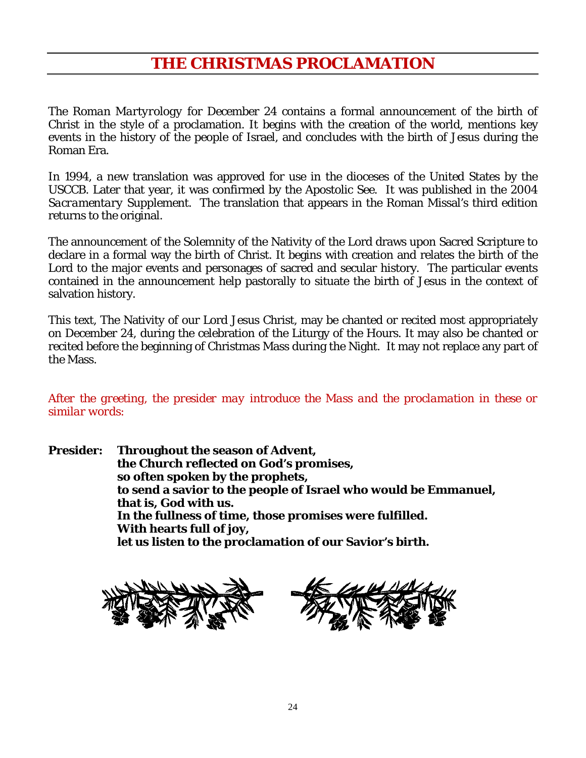# THE CHRISTMAS PROCLAMATION

*The Roman Martyrology* for December 24 contains a formal announcement of the birth of Christ in the style of a proclamation. It begins with the creation of the world, mentions key events in the history of the people of Israel, and concludes with the birth of Jesus during the Roman Era.

In 1994, a new translation was approved for use in the dioceses of the United States by the USCCB. Later that year, it was confirmed by the Apostolic See. It was published in the 2004 *Sacramentary Supplement*. The translation that appears in the Roman Missal's third edition returns to the original.

The announcement of the Solemnity of the Nativity of the Lord draws upon Sacred Scripture to declare in a formal way the birth of Christ. It begins with creation and relates the birth of the Lord to the major events and personages of sacred and secular history. The particular events contained in the announcement help pastorally to situate the birth of Jesus in the context of salvation history.

This text, The Nativity of our Lord Jesus Christ, may be chanted or recited most appropriately on December 24, during the celebration of the Liturgy of the Hours. It may also be chanted or recited before the beginning of Christmas Mass during the Night. It may not replace any part of the Mass.

*After the greeting, the presider may introduce the Mass and the proclamation in these or similar words:*

**Presider:** **Throughout the season of Advent,**
**the Church reflected on God's promises,**
**so often spoken by the prophets,**
**to send a savior to the people of Israel who would be Emmanuel,**
**that is, God with us.**
**In the fullness of time, those promises were fulfilled.**
**With hearts full of joy,**
**let us listen to the proclamation of our Savior's birth.**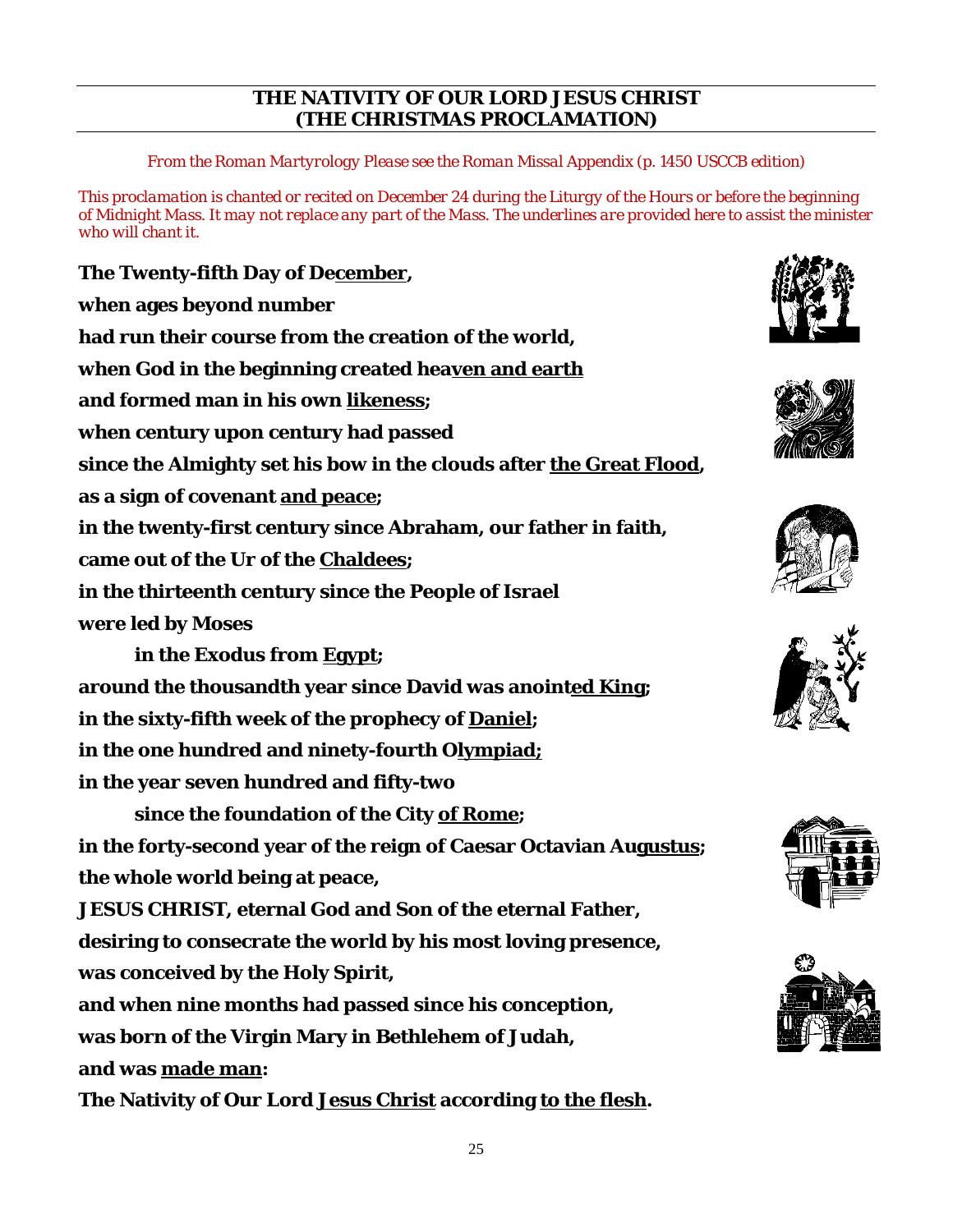## THE NATIVITY OF OUR LORD JESUS CHRIST (THE CHRISTMAS PROCLAMATION)

*From the Roman Martyrology Please see the Roman Missal Appendix (p. 1450 USCCB edition)*

*This proclamation is chanted or recited on December 24 during the Liturgy of the Hours or before the beginning of Midnight Mass. It may not replace any part of the Mass. The underlines are provided here to assist the minister who will chant it.*

**The Twenty-fifth Day of De<u>cember</u>,**

**when ages beyond number**

**had run their course from the creation of the world,**

**when God in the beginning created hea<u>ven and earth</u>**

**and formed man in his own <u>likeness</u>;**

**when century upon century had passed**

**since the Almighty set his bow in the clouds after <u>the Great Flood</u>,**

**as a sign of covenant <u>and peace</u>;**

**in the twenty-first century since Abraham, our father in faith,**

**came out of the Ur of the <u>Chaldees</u>;**

**in the thirteenth century since the People of Israel**

**were led by Moses**

**in the Exodus from <u>Egypt</u>;**

**around the thousandth year since David was anoint<u>ed King</u>;**

**in the sixty-fifth week of the prophecy of <u>Daniel</u>;**

**in the one hundred and ninety-fourth O<u>lympiad;</u>**

**in the year seven hundred and fifty-two**

**since the foundation of the City <u>of Rome</u>;**

**in the forty-second year of the reign of Caesar Octavian Au<u>gustus</u>;**

**the whole world being at peace,**

**JESUS CHRIST, eternal God and Son of the eternal Father,**

**desiring to consecrate the world by his most loving presence,**

**was conceived by the Holy Spirit,**

**and when nine months had passed since his conception,**

**was born of the Virgin Mary in Bethlehem of Judah,**

**and was <u>made man</u>:**

**The Nativity of Our Lord <u>Jesus Christ</u> according <u>to the flesh</u>.**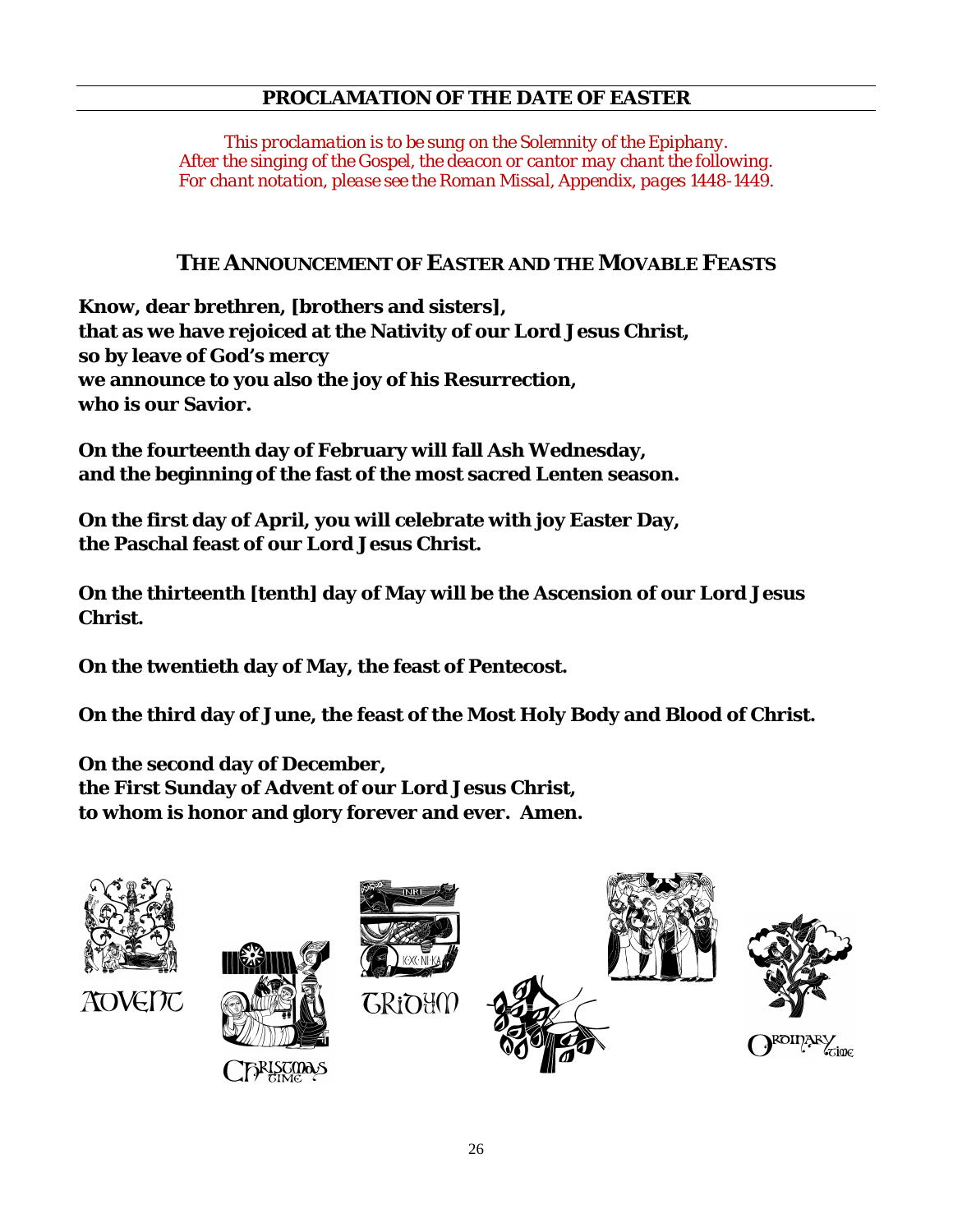## PROCLAMATION OF THE DATE OF EASTER

*This proclamation is to be sung on the Solemnity of the Epiphany.*
*After the singing of the Gospel, the deacon or cantor may chant the following.*
*For chant notation, please see the Roman Missal, Appendix, pages 1448-1449.*

### THE ANNOUNCEMENT OF EASTER AND THE MOVABLE FEASTS

**Know, dear brethren, [brothers and sisters],**
**that as we have rejoiced at the Nativity of our Lord Jesus Christ,**
**so by leave of God's mercy**
**we announce to you also the joy of his Resurrection,**
**who is our Savior.**

**On the fourteenth day of February will fall Ash Wednesday,**
**and the beginning of the fast of the most sacred Lenten season.**

**On the first day of April, you will celebrate with joy Easter Day,**
**the Paschal feast of our Lord Jesus Christ.**

**On the thirteenth [tenth] day of May will be the Ascension of our Lord Jesus Christ.**

**On the twentieth day of May, the feast of Pentecost.**

**On the third day of June, the feast of the Most Holy Body and Blood of Christ.**

**On the second day of December,**
**the First Sunday of Advent of our Lord Jesus Christ,**
**to whom is honor and glory forever and ever. Amen.**

Advent Christmas Time Triduum Ordinary Time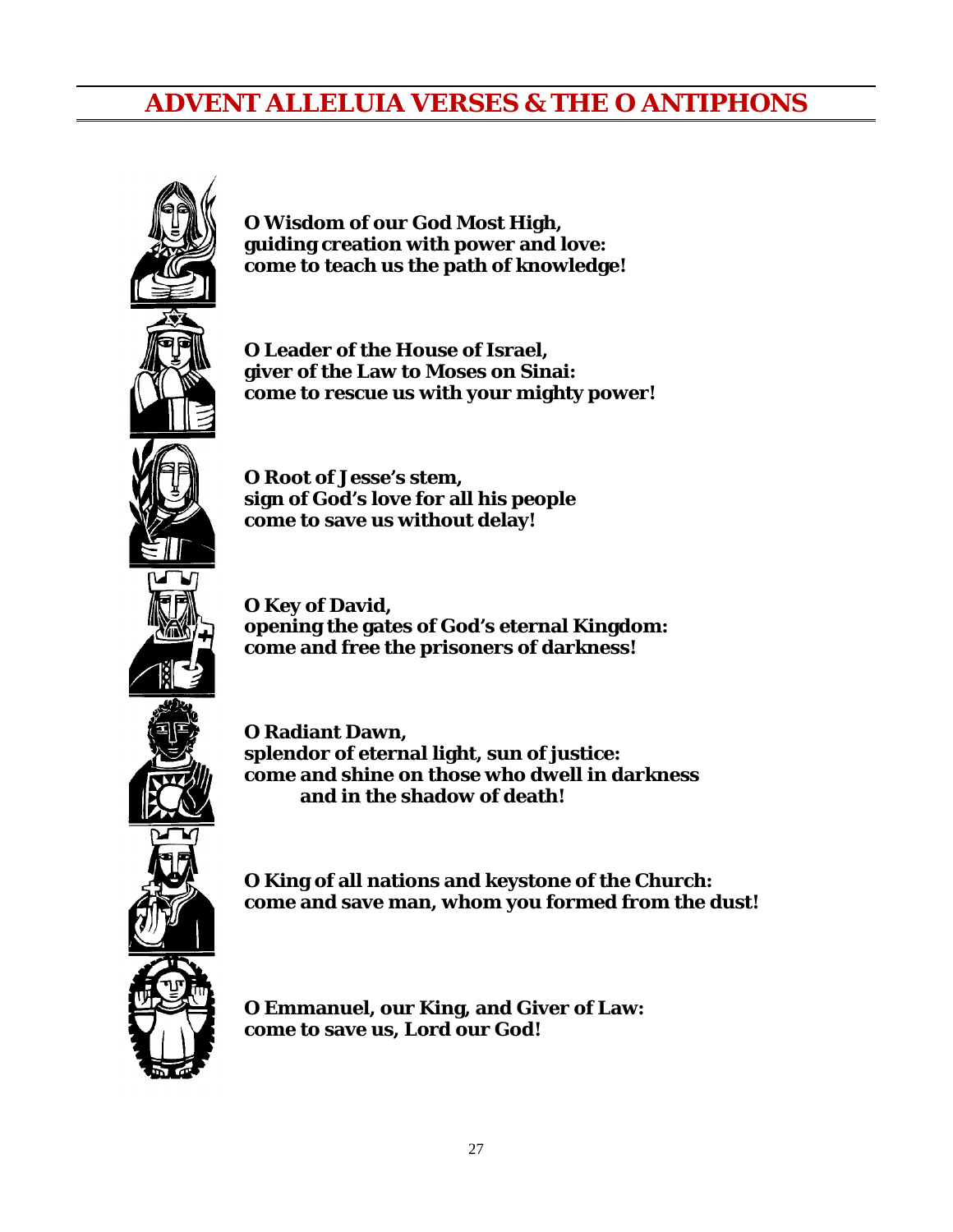# ADVENT ALLELUIA VERSES & THE O ANTIPHONS

**O Wisdom of our God Most High,**
**guiding creation with power and love:**
**come to teach us the path of knowledge!**

**O Leader of the House of Israel,**
**giver of the Law to Moses on Sinai:**
**come to rescue us with your mighty power!**

**O Root of Jesse's stem,**
**sign of God's love for all his people**
**come to save us without delay!**

**O Key of David,**
**opening the gates of God's eternal Kingdom:**
**come and free the prisoners of darkness!**

**O Radiant Dawn,**
**splendor of eternal light, sun of justice:**
**come and shine on those who dwell in darkness**
**and in the shadow of death!**

**O King of all nations and keystone of the Church:**
**come and save man, whom you formed from the dust!**

**O Emmanuel, our King, and Giver of Law:**
**come to save us, Lord our God!**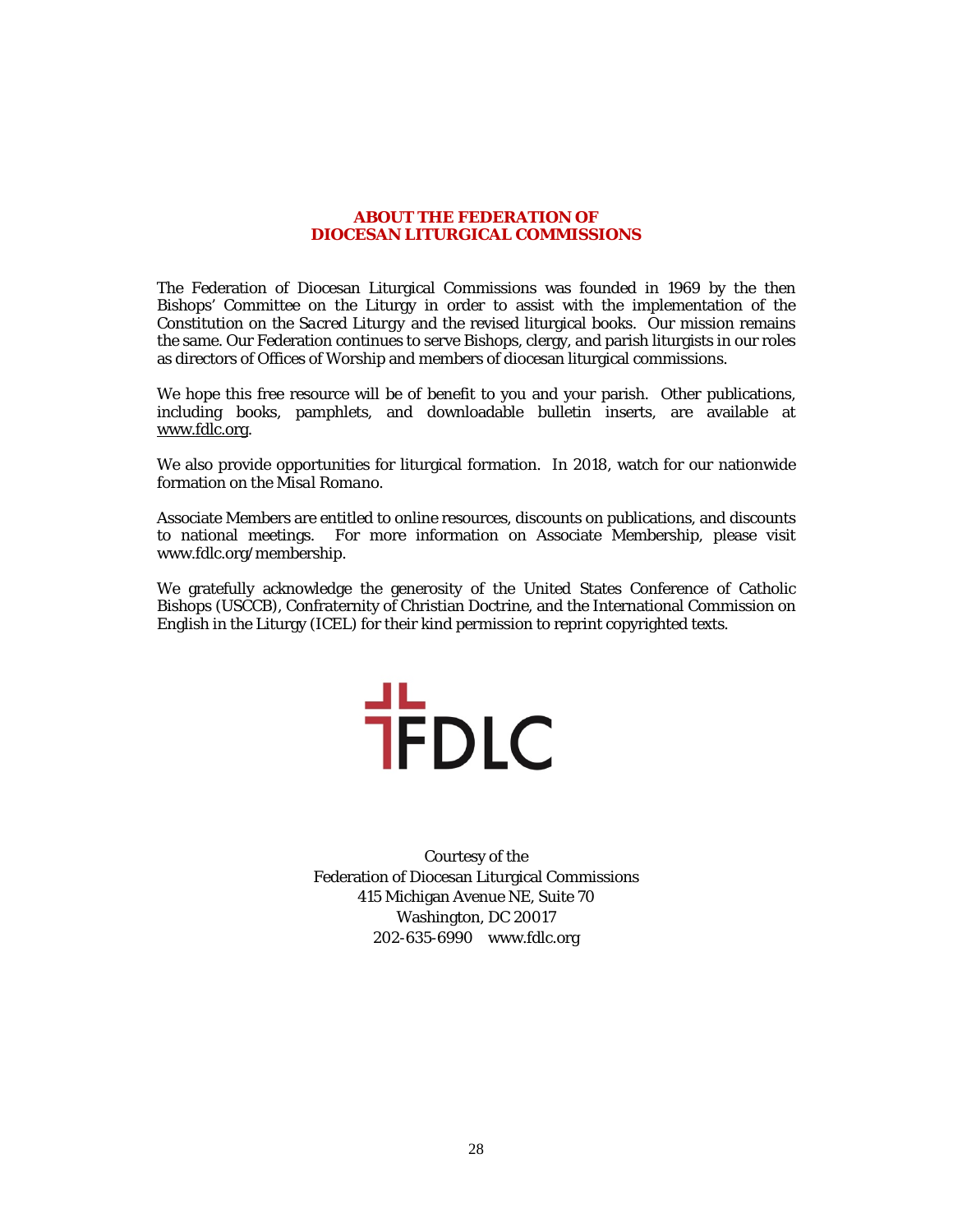## ABOUT THE FEDERATION OF DIOCESAN LITURGICAL COMMISSIONS

The Federation of Diocesan Liturgical Commissions was founded in 1969 by the then Bishops' Committee on the Liturgy in order to assist with the implementation of the *Constitution on the Sacred Liturgy* and the revised liturgical books. Our mission remains the same. Our Federation continues to serve Bishops, clergy, and parish liturgists in our roles as directors of Offices of Worship and members of diocesan liturgical commissions.

We hope this free resource will be of benefit to you and your parish. Other publications, including books, pamphlets, and downloadable bulletin inserts, are available at www.fdlc.org.

We also provide opportunities for liturgical formation. In 2018, watch for our nationwide formation on the *Misal Romano*.

Associate Members are entitled to online resources, discounts on publications, and discounts to national meetings. For more information on Associate Membership, please visit www.fdlc.org/membership.

We gratefully acknowledge the generosity of the United States Conference of Catholic Bishops (USCCB), Confraternity of Christian Doctrine, and the International Commission on English in the Liturgy (ICEL) for their kind permission to reprint copyrighted texts.

FDLC

Courtesy of the
Federation of Diocesan Liturgical Commissions
415 Michigan Avenue NE, Suite 70
Washington, DC 20017
202-635-6990 www.fdlc.org